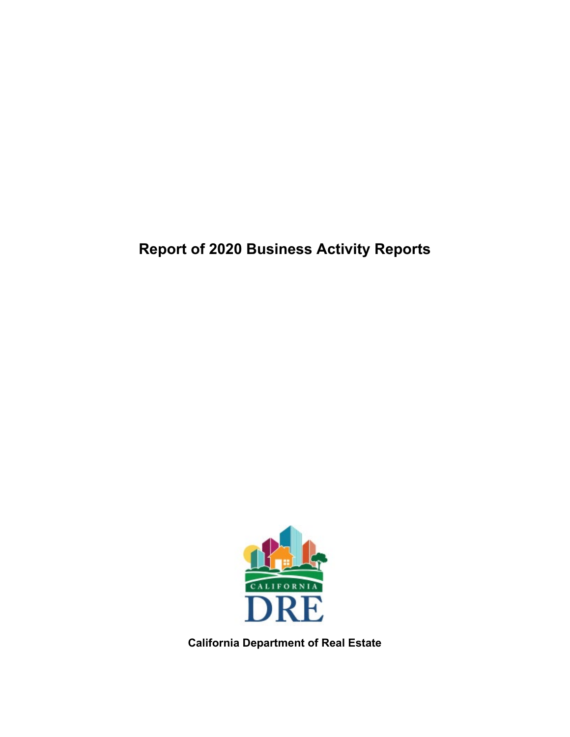# Report of 2020 Business Activity Reports

California Department of Real Estate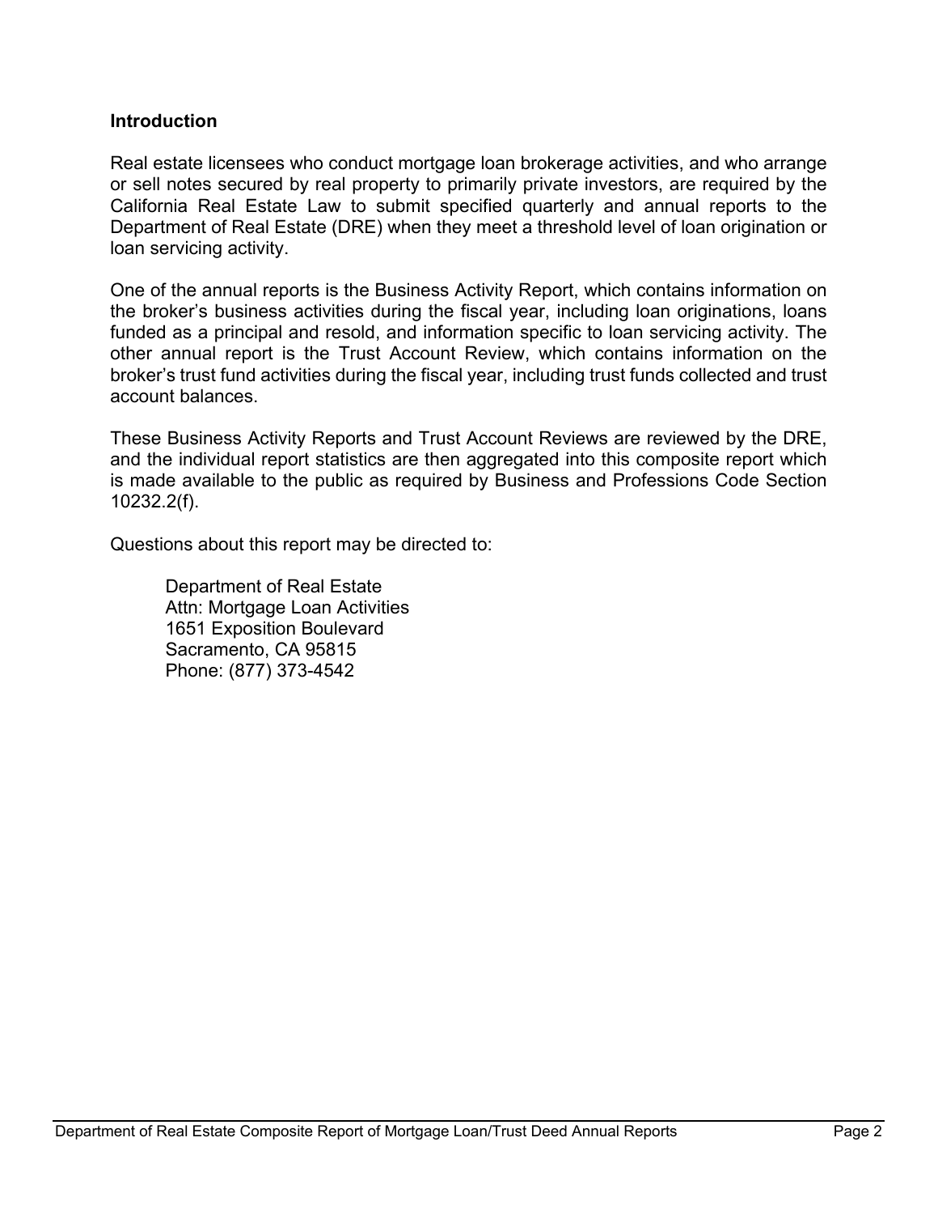## Introduction

Real estate licensees who conduct mortgage loan brokerage activities, and who arrange or sell notes secured by real property to primarily private investors, are required by the California Real Estate Law to submit specified quarterly and annual reports to the Department of Real Estate (DRE) when they meet a threshold level of loan origination or loan servicing activity.

One of the annual reports is the Business Activity Report, which contains information on the broker's business activities during the fiscal year, including loan originations, loans funded as a principal and resold, and information specific to loan servicing activity. The other annual report is the Trust Account Review, which contains information on the broker's trust fund activities during the fiscal year, including trust funds collected and trust account balances.

These Business Activity Reports and Trust Account Reviews are reviewed by the DRE, and the individual report statistics are then aggregated into this composite report which is made available to the public as required by Business and Professions Code Section 10232.2(f).

Questions about this report may be directed to:

Department of Real Estate
Attn: Mortgage Loan Activities
1651 Exposition Boulevard
Sacramento, CA 95815
Phone: (877) 373-4542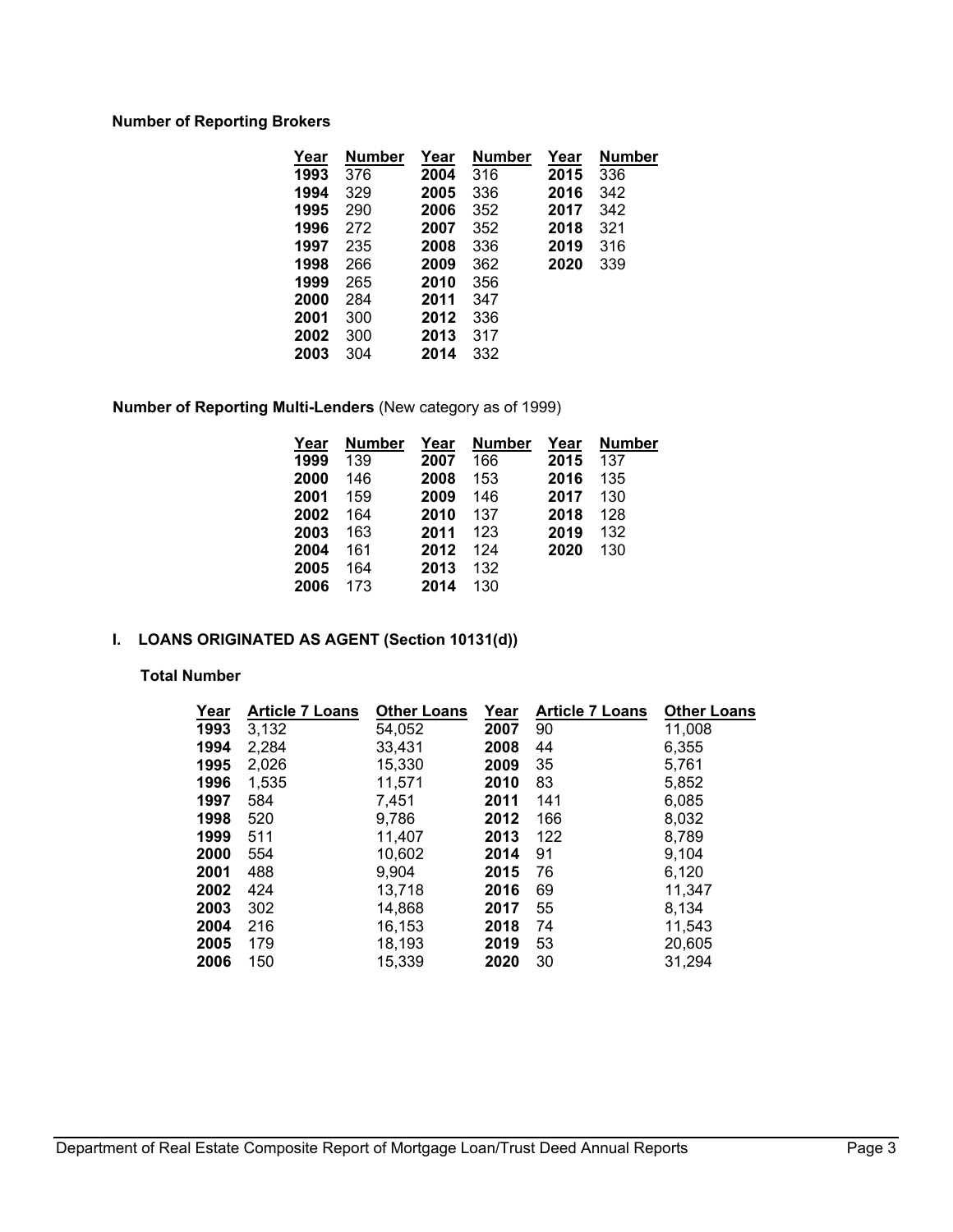**Number of Reporting Brokers**

| Year | Number | Year | Number | Year | Number |
|---|---|---|---|---|---|
| **1993** | 376 | **2004** | 316 | **2015** | 336 |
| **1994** | 329 | **2005** | 336 | **2016** | 342 |
| **1995** | 290 | **2006** | 352 | **2017** | 342 |
| **1996** | 272 | **2007** | 352 | **2018** | 321 |
| **1997** | 235 | **2008** | 336 | **2019** | 316 |
| **1998** | 266 | **2009** | 362 | **2020** | 339 |
| **1999** | 265 | **2010** | 356 | | |
| **2000** | 284 | **2011** | 347 | | |
| **2001** | 300 | **2012** | 336 | | |
| **2002** | 300 | **2013** | 317 | | |
| **2003** | 304 | **2014** | 332 | | |

**Number of Reporting Multi-Lenders** (New category as of 1999)

| Year | Number | Year | Number | Year | Number |
|---|---|---|---|---|---|
| **1999** | 139 | **2007** | 166 | **2015** | 137 |
| **2000** | 146 | **2008** | 153 | **2016** | 135 |
| **2001** | 159 | **2009** | 146 | **2017** | 130 |
| **2002** | 164 | **2010** | 137 | **2018** | 128 |
| **2003** | 163 | **2011** | 123 | **2019** | 132 |
| **2004** | 161 | **2012** | 124 | **2020** | 130 |
| **2005** | 164 | **2013** | 132 | | |
| **2006** | 173 | **2014** | 130 | | |

## I. LOANS ORIGINATED AS AGENT (Section 10131(d))

**Total Number**

| Year | Article 7 Loans | Other Loans | Year | Article 7 Loans | Other Loans |
|---|---|---|---|---|---|
| **1993** | 3,132 | 54,052 | **2007** | 90 | 11,008 |
| **1994** | 2,284 | 33,431 | **2008** | 44 | 6,355 |
| **1995** | 2,026 | 15,330 | **2009** | 35 | 5,761 |
| **1996** | 1,535 | 11,571 | **2010** | 83 | 5,852 |
| **1997** | 584 | 7,451 | **2011** | 141 | 6,085 |
| **1998** | 520 | 9,786 | **2012** | 166 | 8,032 |
| **1999** | 511 | 11,407 | **2013** | 122 | 8,789 |
| **2000** | 554 | 10,602 | **2014** | 91 | 9,104 |
| **2001** | 488 | 9,904 | **2015** | 76 | 6,120 |
| **2002** | 424 | 13,718 | **2016** | 69 | 11,347 |
| **2003** | 302 | 14,868 | **2017** | 55 | 8,134 |
| **2004** | 216 | 16,153 | **2018** | 74 | 11,543 |
| **2005** | 179 | 18,193 | **2019** | 53 | 20,605 |
| **2006** | 150 | 15,339 | **2020** | 30 | 31,294 |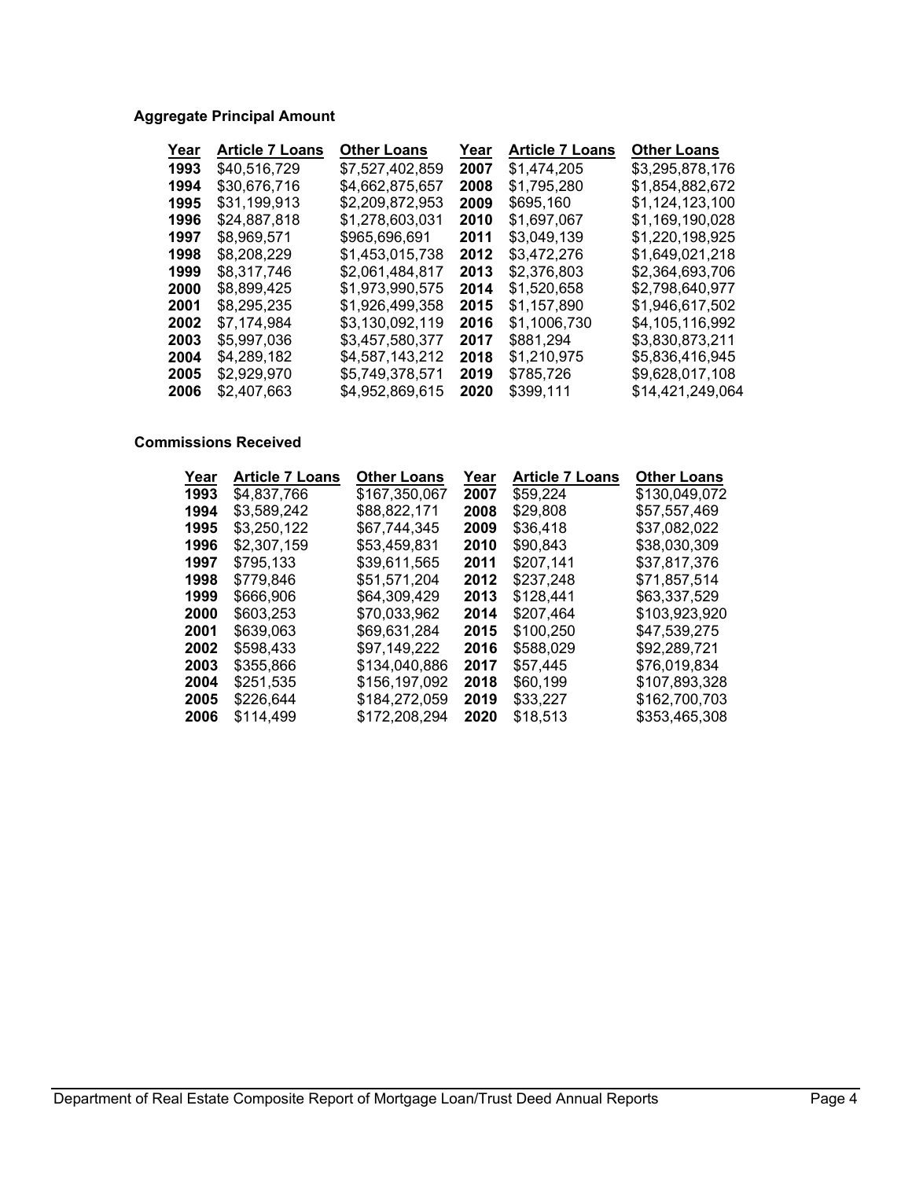**Aggregate Principal Amount**

| Year | Article 7 Loans | Other Loans | Year | Article 7 Loans | Other Loans |
|---|---|---|---|---|---|
| **1993** | $40,516,729 | $7,527,402,859 | **2007** | $1,474,205 | $3,295,878,176 |
| **1994** | $30,676,716 | $4,662,875,657 | **2008** | $1,795,280 | $1,854,882,672 |
| **1995** | $31,199,913 | $2,209,872,953 | **2009** | $695,160 | $1,124,123,100 |
| **1996** | $24,887,818 | $1,278,603,031 | **2010** | $1,697,067 | $1,169,190,028 |
| **1997** | $8,969,571 | $965,696,691 | **2011** | $3,049,139 | $1,220,198,925 |
| **1998** | $8,208,229 | $1,453,015,738 | **2012** | $3,472,276 | $1,649,021,218 |
| **1999** | $8,317,746 | $2,061,484,817 | **2013** | $2,376,803 | $2,364,693,706 |
| **2000** | $8,899,425 | $1,973,990,575 | **2014** | $1,520,658 | $2,798,640,977 |
| **2001** | $8,295,235 | $1,926,499,358 | **2015** | $1,157,890 | $1,946,617,502 |
| **2002** | $7,174,984 | $3,130,092,119 | **2016** | $1,1006,730 | $4,105,116,992 |
| **2003** | $5,997,036 | $3,457,580,377 | **2017** | $881,294 | $3,830,873,211 |
| **2004** | $4,289,182 | $4,587,143,212 | **2018** | $1,210,975 | $5,836,416,945 |
| **2005** | $2,929,970 | $5,749,378,571 | **2019** | $785,726 | $9,628,017,108 |
| **2006** | $2,407,663 | $4,952,869,615 | **2020** | $399,111 | $14,421,249,064 |

**Commissions Received**

| Year | Article 7 Loans | Other Loans | Year | Article 7 Loans | Other Loans |
|---|---|---|---|---|---|
| **1993** | $4,837,766 | $167,350,067 | **2007** | $59,224 | $130,049,072 |
| **1994** | $3,589,242 | $88,822,171 | **2008** | $29,808 | $57,557,469 |
| **1995** | $3,250,122 | $67,744,345 | **2009** | $36,418 | $37,082,022 |
| **1996** | $2,307,159 | $53,459,831 | **2010** | $90,843 | $38,030,309 |
| **1997** | $795,133 | $39,611,565 | **2011** | $207,141 | $37,817,376 |
| **1998** | $779,846 | $51,571,204 | **2012** | $237,248 | $71,857,514 |
| **1999** | $666,906 | $64,309,429 | **2013** | $128,441 | $63,337,529 |
| **2000** | $603,253 | $70,033,962 | **2014** | $207,464 | $103,923,920 |
| **2001** | $639,063 | $69,631,284 | **2015** | $100,250 | $47,539,275 |
| **2002** | $598,433 | $97,149,222 | **2016** | $588,029 | $92,289,721 |
| **2003** | $355,866 | $134,040,886 | **2017** | $57,445 | $76,019,834 |
| **2004** | $251,535 | $156,197,092 | **2018** | $60,199 | $107,893,328 |
| **2005** | $226,644 | $184,272,059 | **2019** | $33,227 | $162,700,703 |
| **2006** | $114,499 | $172,208,294 | **2020** | $18,513 | $353,465,308 |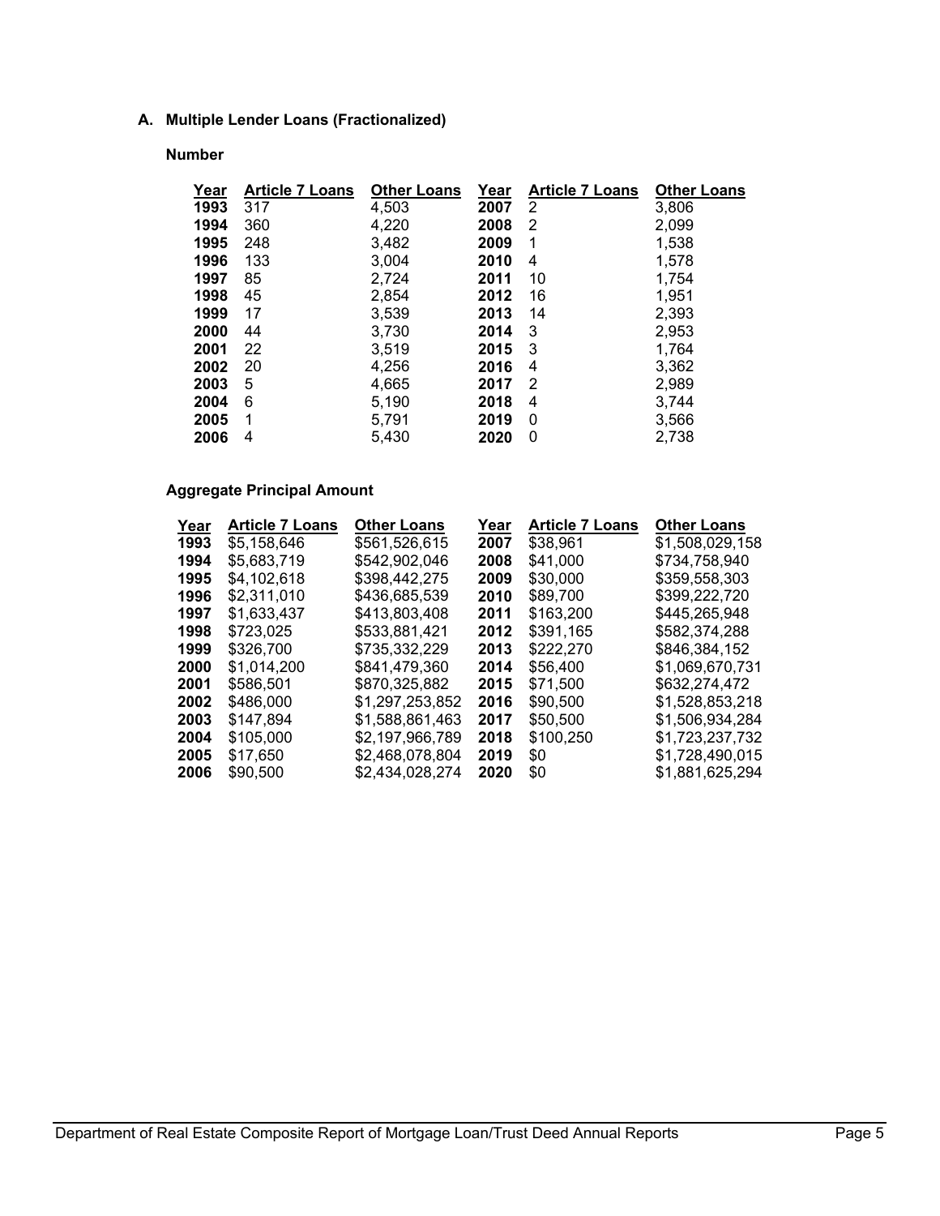### A. Multiple Lender Loans (Fractionalized)

**Number**

| Year | Article 7 Loans | Other Loans | Year | Article 7 Loans | Other Loans |
|---|---|---|---|---|---|
| **1993** | 317 | 4,503 | **2007** | 2 | 3,806 |
| **1994** | 360 | 4,220 | **2008** | 2 | 2,099 |
| **1995** | 248 | 3,482 | **2009** | 1 | 1,538 |
| **1996** | 133 | 3,004 | **2010** | 4 | 1,578 |
| **1997** | 85 | 2,724 | **2011** | 10 | 1,754 |
| **1998** | 45 | 2,854 | **2012** | 16 | 1,951 |
| **1999** | 17 | 3,539 | **2013** | 14 | 2,393 |
| **2000** | 44 | 3,730 | **2014** | 3 | 2,953 |
| **2001** | 22 | 3,519 | **2015** | 3 | 1,764 |
| **2002** | 20 | 4,256 | **2016** | 4 | 3,362 |
| **2003** | 5 | 4,665 | **2017** | 2 | 2,989 |
| **2004** | 6 | 5,190 | **2018** | 4 | 3,744 |
| **2005** | 1 | 5,791 | **2019** | 0 | 3,566 |
| **2006** | 4 | 5,430 | **2020** | 0 | 2,738 |

**Aggregate Principal Amount**

| Year | Article 7 Loans | Other Loans | Year | Article 7 Loans | Other Loans |
|---|---|---|---|---|---|
| **1993** | $5,158,646 | $561,526,615 | **2007** | $38,961 | $1,508,029,158 |
| **1994** | $5,683,719 | $542,902,046 | **2008** | $41,000 | $734,758,940 |
| **1995** | $4,102,618 | $398,442,275 | **2009** | $30,000 | $359,558,303 |
| **1996** | $2,311,010 | $436,685,539 | **2010** | $89,700 | $399,222,720 |
| **1997** | $1,633,437 | $413,803,408 | **2011** | $163,200 | $445,265,948 |
| **1998** | $723,025 | $533,881,421 | **2012** | $391,165 | $582,374,288 |
| **1999** | $326,700 | $735,332,229 | **2013** | $222,270 | $846,384,152 |
| **2000** | $1,014,200 | $841,479,360 | **2014** | $56,400 | $1,069,670,731 |
| **2001** | $586,501 | $870,325,882 | **2015** | $71,500 | $632,274,472 |
| **2002** | $486,000 | $1,297,253,852 | **2016** | $90,500 | $1,528,853,218 |
| **2003** | $147,894 | $1,588,861,463 | **2017** | $50,500 | $1,506,934,284 |
| **2004** | $105,000 | $2,197,966,789 | **2018** | $100,250 | $1,723,237,732 |
| **2005** | $17,650 | $2,468,078,804 | **2019** | $0 | $1,728,490,015 |
| **2006** | $90,500 | $2,434,028,274 | **2020** | $0 | $1,881,625,294 |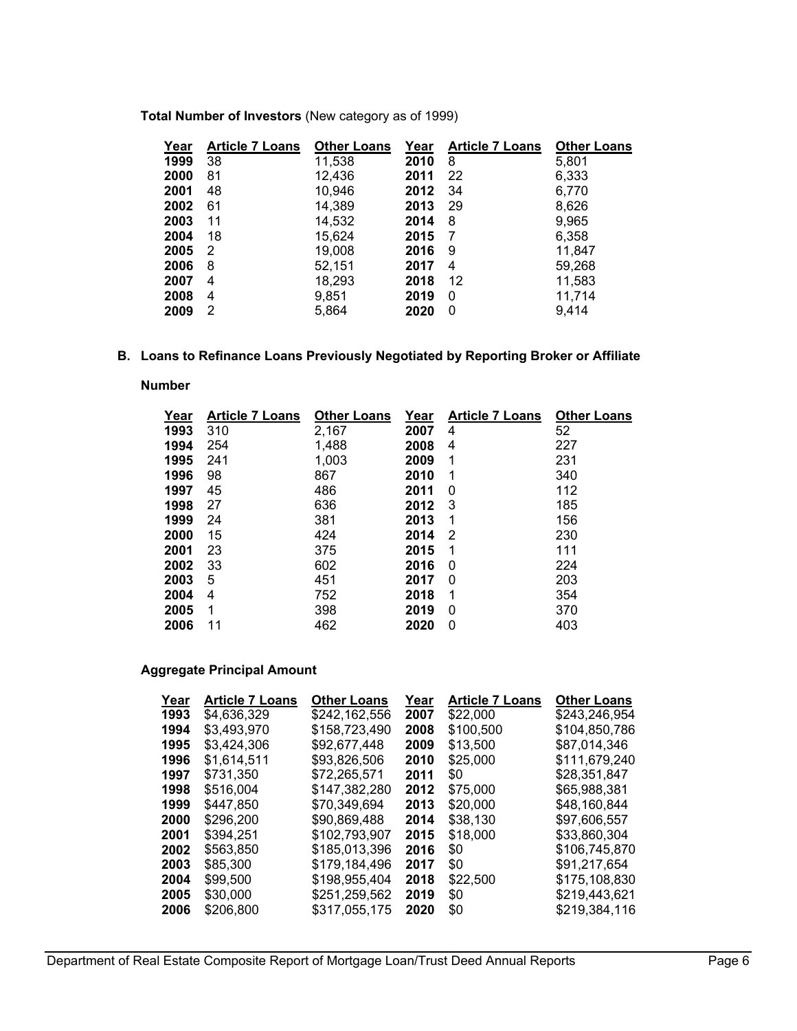**Total Number of Investors** (New category as of 1999)

| Year | Article 7 Loans | Other Loans | Year | Article 7 Loans | Other Loans |
|---|---|---|---|---|---|
| **1999** | 38 | 11,538 | **2010** | 8 | 5,801 |
| **2000** | 81 | 12,436 | **2011** | 22 | 6,333 |
| **2001** | 48 | 10,946 | **2012** | 34 | 6,770 |
| **2002** | 61 | 14,389 | **2013** | 29 | 8,626 |
| **2003** | 11 | 14,532 | **2014** | 8 | 9,965 |
| **2004** | 18 | 15,624 | **2015** | 7 | 6,358 |
| **2005** | 2 | 19,008 | **2016** | 9 | 11,847 |
| **2006** | 8 | 52,151 | **2017** | 4 | 59,268 |
| **2007** | 4 | 18,293 | **2018** | 12 | 11,583 |
| **2008** | 4 | 9,851 | **2019** | 0 | 11,714 |
| **2009** | 2 | 5,864 | **2020** | 0 | 9,414 |

## B. Loans to Refinance Loans Previously Negotiated by Reporting Broker or Affiliate

**Number**

| Year | Article 7 Loans | Other Loans | Year | Article 7 Loans | Other Loans |
|---|---|---|---|---|---|
| **1993** | 310 | 2,167 | **2007** | 4 | 52 |
| **1994** | 254 | 1,488 | **2008** | 4 | 227 |
| **1995** | 241 | 1,003 | **2009** | 1 | 231 |
| **1996** | 98 | 867 | **2010** | 1 | 340 |
| **1997** | 45 | 486 | **2011** | 0 | 112 |
| **1998** | 27 | 636 | **2012** | 3 | 185 |
| **1999** | 24 | 381 | **2013** | 1 | 156 |
| **2000** | 15 | 424 | **2014** | 2 | 230 |
| **2001** | 23 | 375 | **2015** | 1 | 111 |
| **2002** | 33 | 602 | **2016** | 0 | 224 |
| **2003** | 5 | 451 | **2017** | 0 | 203 |
| **2004** | 4 | 752 | **2018** | 1 | 354 |
| **2005** | 1 | 398 | **2019** | 0 | 370 |
| **2006** | 11 | 462 | **2020** | 0 | 403 |

**Aggregate Principal Amount**

| Year | Article 7 Loans | Other Loans | Year | Article 7 Loans | Other Loans |
|---|---|---|---|---|---|
| **1993** | $4,636,329 | $242,162,556 | **2007** | $22,000 | $243,246,954 |
| **1994** | $3,493,970 | $158,723,490 | **2008** | $100,500 | $104,850,786 |
| **1995** | $3,424,306 | $92,677,448 | **2009** | $13,500 | $87,014,346 |
| **1996** | $1,614,511 | $93,826,506 | **2010** | $25,000 | $111,679,240 |
| **1997** | $731,350 | $72,265,571 | **2011** | $0 | $28,351,847 |
| **1998** | $516,004 | $147,382,280 | **2012** | $75,000 | $65,988,381 |
| **1999** | $447,850 | $70,349,694 | **2013** | $20,000 | $48,160,844 |
| **2000** | $296,200 | $90,869,488 | **2014** | $38,130 | $97,606,557 |
| **2001** | $394,251 | $102,793,907 | **2015** | $18,000 | $33,860,304 |
| **2002** | $563,850 | $185,013,396 | **2016** | $0 | $106,745,870 |
| **2003** | $85,300 | $179,184,496 | **2017** | $0 | $91,217,654 |
| **2004** | $99,500 | $198,955,404 | **2018** | $22,500 | $175,108,830 |
| **2005** | $30,000 | $251,259,562 | **2019** | $0 | $219,443,621 |
| **2006** | $206,800 | $317,055,175 | **2020** | $0 | $219,384,116 |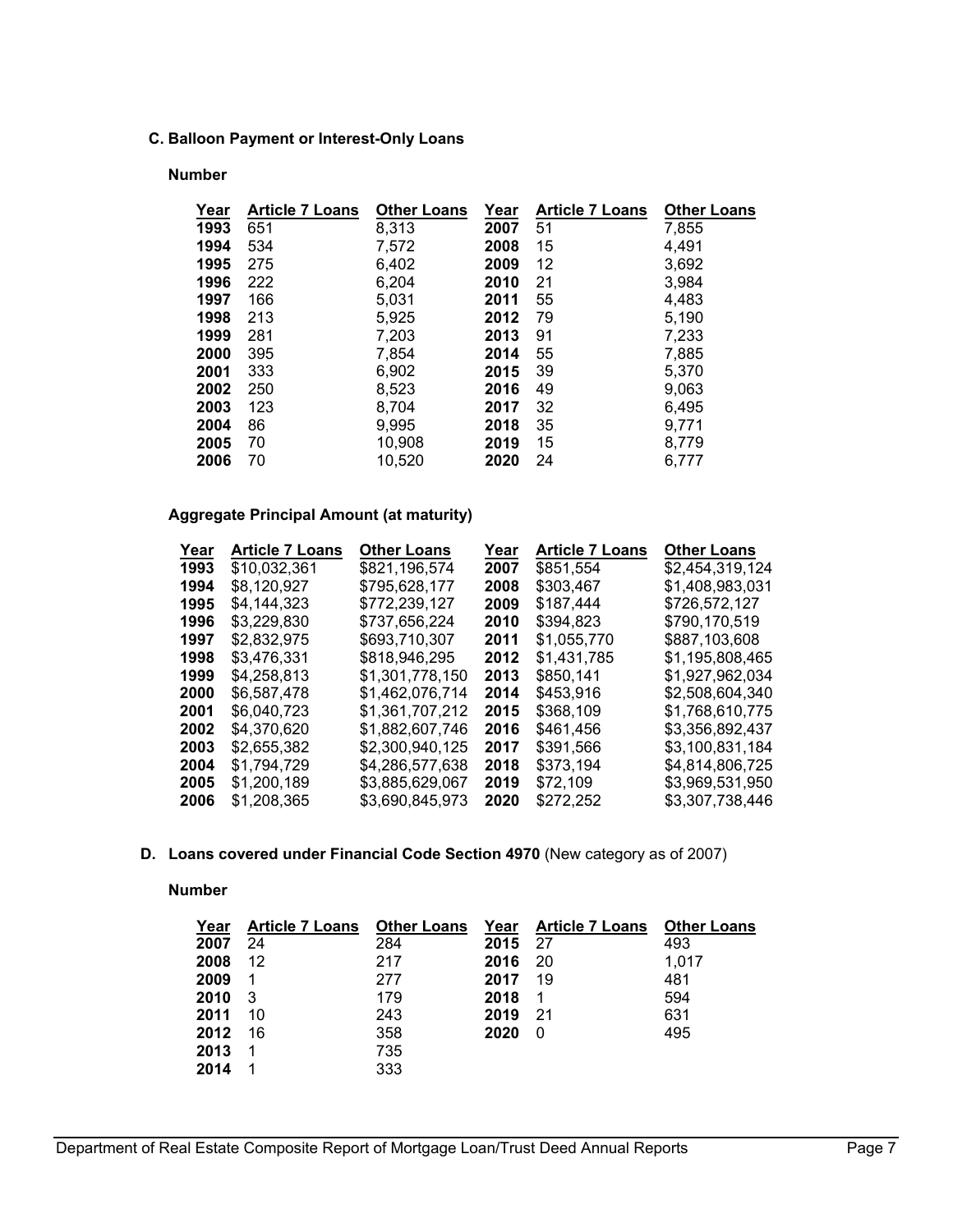### C. Balloon Payment or Interest-Only Loans

**Number**

| Year | Article 7 Loans | Other Loans | Year | Article 7 Loans | Other Loans |
|---|---|---|---|---|---|
| **1993** | 651 | 8,313 | **2007** | 51 | 7,855 |
| **1994** | 534 | 7,572 | **2008** | 15 | 4,491 |
| **1995** | 275 | 6,402 | **2009** | 12 | 3,692 |
| **1996** | 222 | 6,204 | **2010** | 21 | 3,984 |
| **1997** | 166 | 5,031 | **2011** | 55 | 4,483 |
| **1998** | 213 | 5,925 | **2012** | 79 | 5,190 |
| **1999** | 281 | 7,203 | **2013** | 91 | 7,233 |
| **2000** | 395 | 7,854 | **2014** | 55 | 7,885 |
| **2001** | 333 | 6,902 | **2015** | 39 | 5,370 |
| **2002** | 250 | 8,523 | **2016** | 49 | 9,063 |
| **2003** | 123 | 8,704 | **2017** | 32 | 6,495 |
| **2004** | 86 | 9,995 | **2018** | 35 | 9,771 |
| **2005** | 70 | 10,908 | **2019** | 15 | 8,779 |
| **2006** | 70 | 10,520 | **2020** | 24 | 6,777 |

**Aggregate Principal Amount (at maturity)**

| Year | Article 7 Loans | Other Loans | Year | Article 7 Loans | Other Loans |
|---|---|---|---|---|---|
| **1993** | $10,032,361 | $821,196,574 | **2007** | $851,554 | $2,454,319,124 |
| **1994** | $8,120,927 | $795,628,177 | **2008** | $303,467 | $1,408,983,031 |
| **1995** | $4,144,323 | $772,239,127 | **2009** | $187,444 | $726,572,127 |
| **1996** | $3,229,830 | $737,656,224 | **2010** | $394,823 | $790,170,519 |
| **1997** | $2,832,975 | $693,710,307 | **2011** | $1,055,770 | $887,103,608 |
| **1998** | $3,476,331 | $818,946,295 | **2012** | $1,431,785 | $1,195,808,465 |
| **1999** | $4,258,813 | $1,301,778,150 | **2013** | $850,141 | $1,927,962,034 |
| **2000** | $6,587,478 | $1,462,076,714 | **2014** | $453,916 | $2,508,604,340 |
| **2001** | $6,040,723 | $1,361,707,212 | **2015** | $368,109 | $1,768,610,775 |
| **2002** | $4,370,620 | $1,882,607,746 | **2016** | $461,456 | $3,356,892,437 |
| **2003** | $2,655,382 | $2,300,940,125 | **2017** | $391,566 | $3,100,831,184 |
| **2004** | $1,794,729 | $4,286,577,638 | **2018** | $373,194 | $4,814,806,725 |
| **2005** | $1,200,189 | $3,885,629,067 | **2019** | $72,109 | $3,969,531,950 |
| **2006** | $1,208,365 | $3,690,845,973 | **2020** | $272,252 | $3,307,738,446 |

### D. Loans covered under Financial Code Section 4970 (New category as of 2007)

**Number**

| Year | Article 7 Loans | Other Loans | Year | Article 7 Loans | Other Loans |
|---|---|---|---|---|---|
| **2007** | 24 | 284 | **2015** | 27 | 493 |
| **2008** | 12 | 217 | **2016** | 20 | 1,017 |
| **2009** | 1 | 277 | **2017** | 19 | 481 |
| **2010** | 3 | 179 | **2018** | 1 | 594 |
| **2011** | 10 | 243 | **2019** | 21 | 631 |
| **2012** | 16 | 358 | **2020** | 0 | 495 |
| **2013** | 1 | 735 | | | |
| **2014** | 1 | 333 | | | |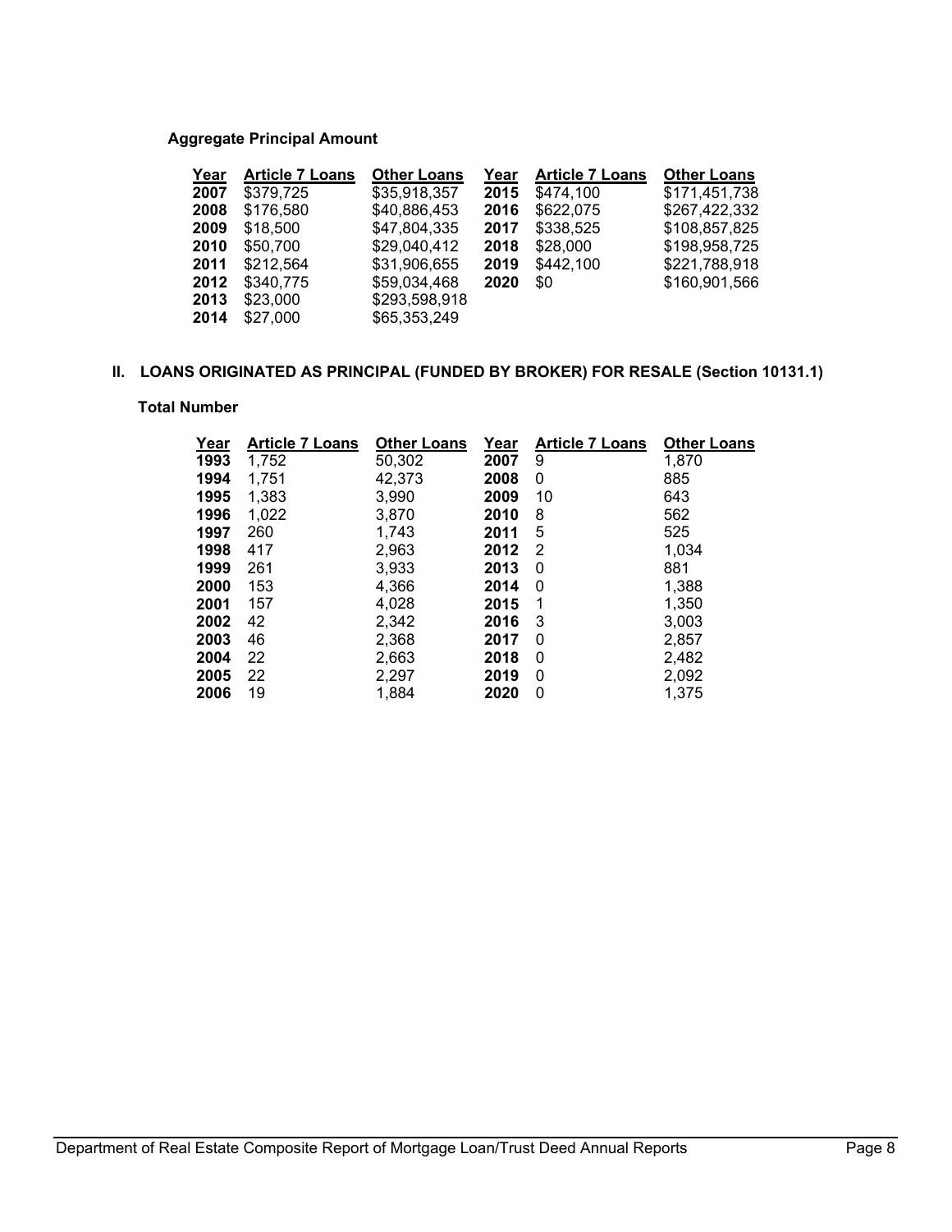**Aggregate Principal Amount**

| Year | Article 7 Loans | Other Loans | Year | Article 7 Loans | Other Loans |
|---|---|---|---|---|---|
| **2007** | $379,725 | $35,918,357 | **2015** | $474,100 | $171,451,738 |
| **2008** | $176,580 | $40,886,453 | **2016** | $622,075 | $267,422,332 |
| **2009** | $18,500 | $47,804,335 | **2017** | $338,525 | $108,857,825 |
| **2010** | $50,700 | $29,040,412 | **2018** | $28,000 | $198,958,725 |
| **2011** | $212,564 | $31,906,655 | **2019** | $442,100 | $221,788,918 |
| **2012** | $340,775 | $59,034,468 | **2020** | $0 | $160,901,566 |
| **2013** | $23,000 | $293,598,918 | | | |
| **2014** | $27,000 | $65,353,249 | | | |

## II. LOANS ORIGINATED AS PRINCIPAL (FUNDED BY BROKER) FOR RESALE (Section 10131.1)

**Total Number**

| Year | Article 7 Loans | Other Loans | Year | Article 7 Loans | Other Loans |
|---|---|---|---|---|---|
| **1993** | 1,752 | 50,302 | **2007** | 9 | 1,870 |
| **1994** | 1,751 | 42,373 | **2008** | 0 | 885 |
| **1995** | 1,383 | 3,990 | **2009** | 10 | 643 |
| **1996** | 1,022 | 3,870 | **2010** | 8 | 562 |
| **1997** | 260 | 1,743 | **2011** | 5 | 525 |
| **1998** | 417 | 2,963 | **2012** | 2 | 1,034 |
| **1999** | 261 | 3,933 | **2013** | 0 | 881 |
| **2000** | 153 | 4,366 | **2014** | 0 | 1,388 |
| **2001** | 157 | 4,028 | **2015** | 1 | 1,350 |
| **2002** | 42 | 2,342 | **2016** | 3 | 3,003 |
| **2003** | 46 | 2,368 | **2017** | 0 | 2,857 |
| **2004** | 22 | 2,663 | **2018** | 0 | 2,482 |
| **2005** | 22 | 2,297 | **2019** | 0 | 2,092 |
| **2006** | 19 | 1,884 | **2020** | 0 | 1,375 |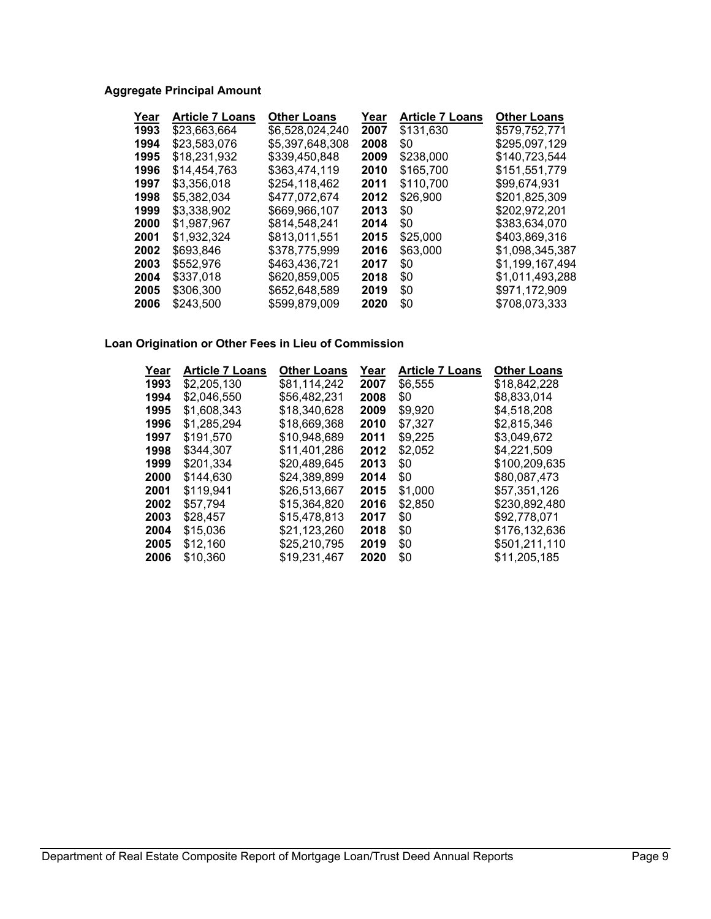**Aggregate Principal Amount**

| Year | Article 7 Loans | Other Loans | Year | Article 7 Loans | Other Loans |
|---|---|---|---|---|---|
| **1993** | $23,663,664 | $6,528,024,240 | **2007** | $131,630 | $579,752,771 |
| **1994** | $23,583,076 | $5,397,648,308 | **2008** | $0 | $295,097,129 |
| **1995** | $18,231,932 | $339,450,848 | **2009** | $238,000 | $140,723,544 |
| **1996** | $14,454,763 | $363,474,119 | **2010** | $165,700 | $151,551,779 |
| **1997** | $3,356,018 | $254,118,462 | **2011** | $110,700 | $99,674,931 |
| **1998** | $5,382,034 | $477,072,674 | **2012** | $26,900 | $201,825,309 |
| **1999** | $3,338,902 | $669,966,107 | **2013** | $0 | $202,972,201 |
| **2000** | $1,987,967 | $814,548,241 | **2014** | $0 | $383,634,070 |
| **2001** | $1,932,324 | $813,011,551 | **2015** | $25,000 | $403,869,316 |
| **2002** | $693,846 | $378,775,999 | **2016** | $63,000 | $1,098,345,387 |
| **2003** | $552,976 | $463,436,721 | **2017** | $0 | $1,199,167,494 |
| **2004** | $337,018 | $620,859,005 | **2018** | $0 | $1,011,493,288 |
| **2005** | $306,300 | $652,648,589 | **2019** | $0 | $971,172,909 |
| **2006** | $243,500 | $599,879,009 | **2020** | $0 | $708,073,333 |

**Loan Origination or Other Fees in Lieu of Commission**

| Year | Article 7 Loans | Other Loans | Year | Article 7 Loans | Other Loans |
|---|---|---|---|---|---|
| **1993** | $2,205,130 | $81,114,242 | **2007** | $6,555 | $18,842,228 |
| **1994** | $2,046,550 | $56,482,231 | **2008** | $0 | $8,833,014 |
| **1995** | $1,608,343 | $18,340,628 | **2009** | $9,920 | $4,518,208 |
| **1996** | $1,285,294 | $18,669,368 | **2010** | $7,327 | $2,815,346 |
| **1997** | $191,570 | $10,948,689 | **2011** | $9,225 | $3,049,672 |
| **1998** | $344,307 | $11,401,286 | **2012** | $2,052 | $4,221,509 |
| **1999** | $201,334 | $20,489,645 | **2013** | $0 | $100,209,635 |
| **2000** | $144,630 | $24,389,899 | **2014** | $0 | $80,087,473 |
| **2001** | $119,941 | $26,513,667 | **2015** | $1,000 | $57,351,126 |
| **2002** | $57,794 | $15,364,820 | **2016** | $2,850 | $230,892,480 |
| **2003** | $28,457 | $15,478,813 | **2017** | $0 | $92,778,071 |
| **2004** | $15,036 | $21,123,260 | **2018** | $0 | $176,132,636 |
| **2005** | $12,160 | $25,210,795 | **2019** | $0 | $501,211,110 |
| **2006** | $10,360 | $19,231,467 | **2020** | $0 | $11,205,185 |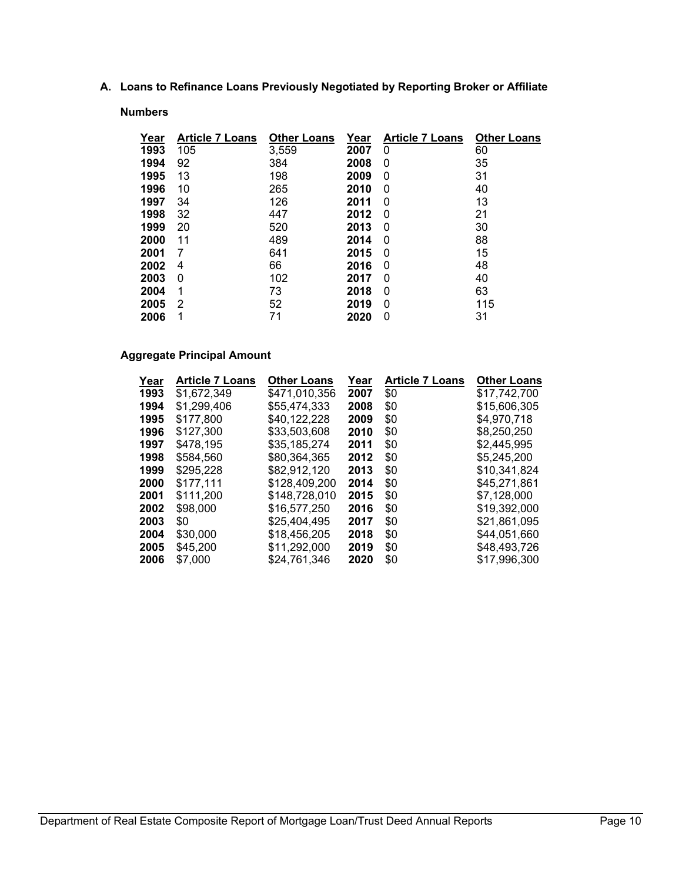### A. Loans to Refinance Loans Previously Negotiated by Reporting Broker or Affiliate

**Numbers**

| Year | Article 7 Loans | Other Loans | Year | Article 7 Loans | Other Loans |
|---|---|---|---|---|---|
| **1993** | 105 | 3,559 | **2007** | 0 | 60 |
| **1994** | 92 | 384 | **2008** | 0 | 35 |
| **1995** | 13 | 198 | **2009** | 0 | 31 |
| **1996** | 10 | 265 | **2010** | 0 | 40 |
| **1997** | 34 | 126 | **2011** | 0 | 13 |
| **1998** | 32 | 447 | **2012** | 0 | 21 |
| **1999** | 20 | 520 | **2013** | 0 | 30 |
| **2000** | 11 | 489 | **2014** | 0 | 88 |
| **2001** | 7 | 641 | **2015** | 0 | 15 |
| **2002** | 4 | 66 | **2016** | 0 | 48 |
| **2003** | 0 | 102 | **2017** | 0 | 40 |
| **2004** | 1 | 73 | **2018** | 0 | 63 |
| **2005** | 2 | 52 | **2019** | 0 | 115 |
| **2006** | 1 | 71 | **2020** | 0 | 31 |

**Aggregate Principal Amount**

| Year | Article 7 Loans | Other Loans | Year | Article 7 Loans | Other Loans |
|---|---|---|---|---|---|
| **1993** | $1,672,349 | $471,010,356 | **2007** | $0 | $17,742,700 |
| **1994** | $1,299,406 | $55,474,333 | **2008** | $0 | $15,606,305 |
| **1995** | $177,800 | $40,122,228 | **2009** | $0 | $4,970,718 |
| **1996** | $127,300 | $33,503,608 | **2010** | $0 | $8,250,250 |
| **1997** | $478,195 | $35,185,274 | **2011** | $0 | $2,445,995 |
| **1998** | $584,560 | $80,364,365 | **2012** | $0 | $5,245,200 |
| **1999** | $295,228 | $82,912,120 | **2013** | $0 | $10,341,824 |
| **2000** | $177,111 | $128,409,200 | **2014** | $0 | $45,271,861 |
| **2001** | $111,200 | $148,728,010 | **2015** | $0 | $7,128,000 |
| **2002** | $98,000 | $16,577,250 | **2016** | $0 | $19,392,000 |
| **2003** | $0 | $25,404,495 | **2017** | $0 | $21,861,095 |
| **2004** | $30,000 | $18,456,205 | **2018** | $0 | $44,051,660 |
| **2005** | $45,200 | $11,292,000 | **2019** | $0 | $48,493,726 |
| **2006** | $7,000 | $24,761,346 | **2020** | $0 | $17,996,300 |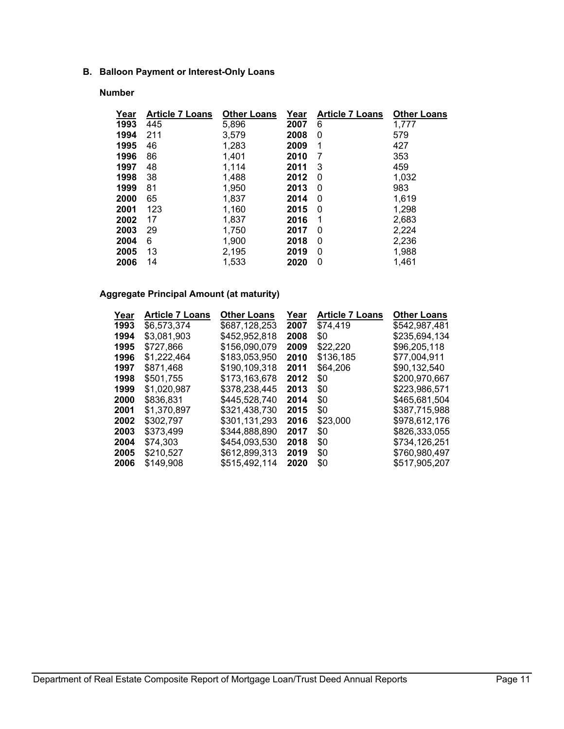## B. Balloon Payment or Interest-Only Loans

### Number

| Year | Article 7 Loans | Other Loans | Year | Article 7 Loans | Other Loans |
|---|---|---|---|---|---|
| **1993** | 445 | 5,896 | **2007** | 6 | 1,777 |
| **1994** | 211 | 3,579 | **2008** | 0 | 579 |
| **1995** | 46 | 1,283 | **2009** | 1 | 427 |
| **1996** | 86 | 1,401 | **2010** | 7 | 353 |
| **1997** | 48 | 1,114 | **2011** | 3 | 459 |
| **1998** | 38 | 1,488 | **2012** | 0 | 1,032 |
| **1999** | 81 | 1,950 | **2013** | 0 | 983 |
| **2000** | 65 | 1,837 | **2014** | 0 | 1,619 |
| **2001** | 123 | 1,160 | **2015** | 0 | 1,298 |
| **2002** | 17 | 1,837 | **2016** | 1 | 2,683 |
| **2003** | 29 | 1,750 | **2017** | 0 | 2,224 |
| **2004** | 6 | 1,900 | **2018** | 0 | 2,236 |
| **2005** | 13 | 2,195 | **2019** | 0 | 1,988 |
| **2006** | 14 | 1,533 | **2020** | 0 | 1,461 |

### Aggregate Principal Amount (at maturity)

| Year | Article 7 Loans | Other Loans | Year | Article 7 Loans | Other Loans |
|---|---|---|---|---|---|
| **1993** | $6,573,374 | $687,128,253 | **2007** | $74,419 | $542,987,481 |
| **1994** | $3,081,903 | $452,952,818 | **2008** | $0 | $235,694,134 |
| **1995** | $727,866 | $156,090,079 | **2009** | $22,220 | $96,205,118 |
| **1996** | $1,222,464 | $183,053,950 | **2010** | $136,185 | $77,004,911 |
| **1997** | $871,468 | $190,109,318 | **2011** | $64,206 | $90,132,540 |
| **1998** | $501,755 | $173,163,678 | **2012** | $0 | $200,970,667 |
| **1999** | $1,020,987 | $378,238,445 | **2013** | $0 | $223,986,571 |
| **2000** | $836,831 | $445,528,740 | **2014** | $0 | $465,681,504 |
| **2001** | $1,370,897 | $321,438,730 | **2015** | $0 | $387,715,988 |
| **2002** | $302,797 | $301,131,293 | **2016** | $23,000 | $978,612,176 |
| **2003** | $373,499 | $344,888,890 | **2017** | $0 | $826,333,055 |
| **2004** | $74,303 | $454,093,530 | **2018** | $0 | $734,126,251 |
| **2005** | $210,527 | $612,899,313 | **2019** | $0 | $760,980,497 |
| **2006** | $149,908 | $515,492,114 | **2020** | $0 | $517,905,207 |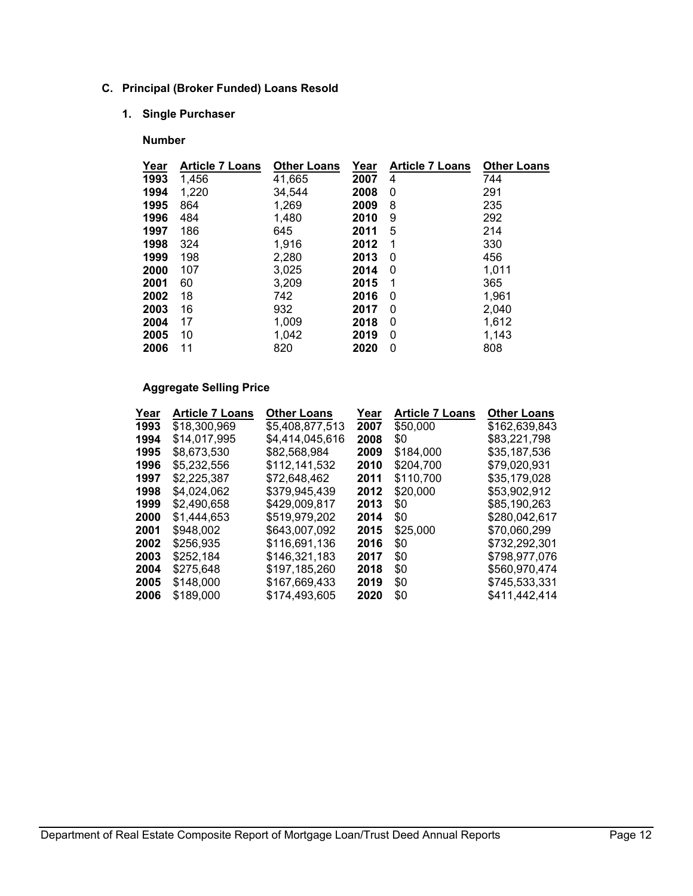### C. Principal (Broker Funded) Loans Resold

#### 1. Single Purchaser

**Number**

| Year | Article 7 Loans | Other Loans | Year | Article 7 Loans | Other Loans |
|---|---|---|---|---|---|
| **1993** | 1,456 | 41,665 | **2007** | 4 | 744 |
| **1994** | 1,220 | 34,544 | **2008** | 0 | 291 |
| **1995** | 864 | 1,269 | **2009** | 8 | 235 |
| **1996** | 484 | 1,480 | **2010** | 9 | 292 |
| **1997** | 186 | 645 | **2011** | 5 | 214 |
| **1998** | 324 | 1,916 | **2012** | 1 | 330 |
| **1999** | 198 | 2,280 | **2013** | 0 | 456 |
| **2000** | 107 | 3,025 | **2014** | 0 | 1,011 |
| **2001** | 60 | 3,209 | **2015** | 1 | 365 |
| **2002** | 18 | 742 | **2016** | 0 | 1,961 |
| **2003** | 16 | 932 | **2017** | 0 | 2,040 |
| **2004** | 17 | 1,009 | **2018** | 0 | 1,612 |
| **2005** | 10 | 1,042 | **2019** | 0 | 1,143 |
| **2006** | 11 | 820 | **2020** | 0 | 808 |

**Aggregate Selling Price**

| Year | Article 7 Loans | Other Loans | Year | Article 7 Loans | Other Loans |
|---|---|---|---|---|---|
| **1993** | $18,300,969 | $5,408,877,513 | **2007** | $50,000 | $162,639,843 |
| **1994** | $14,017,995 | $4,414,045,616 | **2008** | $0 | $83,221,798 |
| **1995** | $8,673,530 | $82,568,984 | **2009** | $184,000 | $35,187,536 |
| **1996** | $5,232,556 | $112,141,532 | **2010** | $204,700 | $79,020,931 |
| **1997** | $2,225,387 | $72,648,462 | **2011** | $110,700 | $35,179,028 |
| **1998** | $4,024,062 | $379,945,439 | **2012** | $20,000 | $53,902,912 |
| **1999** | $2,490,658 | $429,009,817 | **2013** | $0 | $85,190,263 |
| **2000** | $1,444,653 | $519,979,202 | **2014** | $0 | $280,042,617 |
| **2001** | $948,002 | $643,007,092 | **2015** | $25,000 | $70,060,299 |
| **2002** | $256,935 | $116,691,136 | **2016** | $0 | $732,292,301 |
| **2003** | $252,184 | $146,321,183 | **2017** | $0 | $798,977,076 |
| **2004** | $275,648 | $197,185,260 | **2018** | $0 | $560,970,474 |
| **2005** | $148,000 | $167,669,433 | **2019** | $0 | $745,533,331 |
| **2006** | $189,000 | $174,493,605 | **2020** | $0 | $411,442,414 |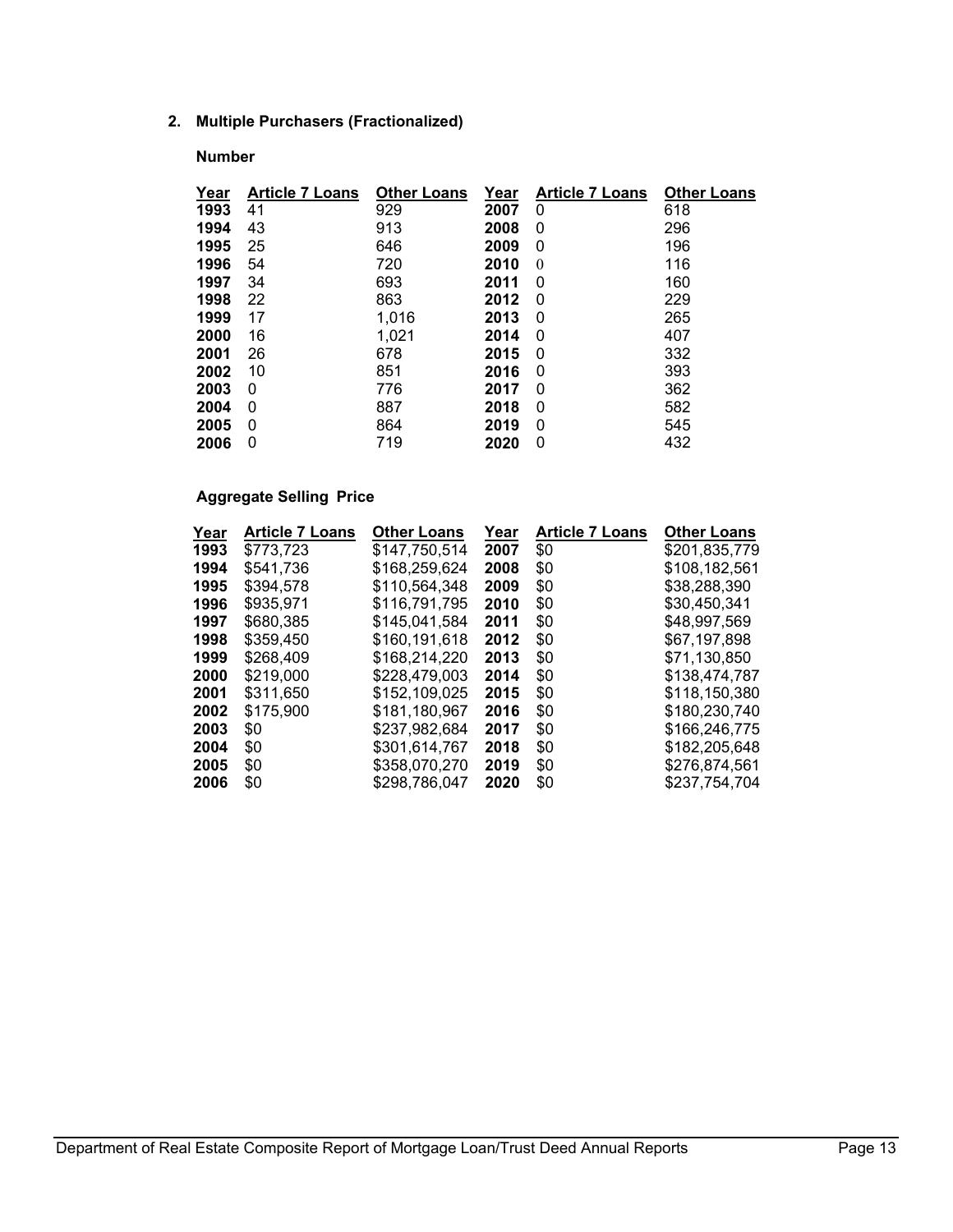## 2. Multiple Purchasers (Fractionalized)

### Number

| Year | Article 7 Loans | Other Loans | Year | Article 7 Loans | Other Loans |
|---|---|---|---|---|---|
| 1993 | 41 | 929 | 2007 | 0 | 618 |
| 1994 | 43 | 913 | 2008 | 0 | 296 |
| 1995 | 25 | 646 | 2009 | 0 | 196 |
| 1996 | 54 | 720 | 2010 | 0 | 116 |
| 1997 | 34 | 693 | 2011 | 0 | 160 |
| 1998 | 22 | 863 | 2012 | 0 | 229 |
| 1999 | 17 | 1,016 | 2013 | 0 | 265 |
| 2000 | 16 | 1,021 | 2014 | 0 | 407 |
| 2001 | 26 | 678 | 2015 | 0 | 332 |
| 2002 | 10 | 851 | 2016 | 0 | 393 |
| 2003 | 0 | 776 | 2017 | 0 | 362 |
| 2004 | 0 | 887 | 2018 | 0 | 582 |
| 2005 | 0 | 864 | 2019 | 0 | 545 |
| 2006 | 0 | 719 | 2020 | 0 | 432 |

### Aggregate Selling Price

| Year | Article 7 Loans | Other Loans | Year | Article 7 Loans | Other Loans |
|---|---|---|---|---|---|
| 1993 | $773,723 | $147,750,514 | 2007 | $0 | $201,835,779 |
| 1994 | $541,736 | $168,259,624 | 2008 | $0 | $108,182,561 |
| 1995 | $394,578 | $110,564,348 | 2009 | $0 | $38,288,390 |
| 1996 | $935,971 | $116,791,795 | 2010 | $0 | $30,450,341 |
| 1997 | $680,385 | $145,041,584 | 2011 | $0 | $48,997,569 |
| 1998 | $359,450 | $160,191,618 | 2012 | $0 | $67,197,898 |
| 1999 | $268,409 | $168,214,220 | 2013 | $0 | $71,130,850 |
| 2000 | $219,000 | $228,479,003 | 2014 | $0 | $138,474,787 |
| 2001 | $311,650 | $152,109,025 | 2015 | $0 | $118,150,380 |
| 2002 | $175,900 | $181,180,967 | 2016 | $0 | $180,230,740 |
| 2003 | $0 | $237,982,684 | 2017 | $0 | $166,246,775 |
| 2004 | $0 | $301,614,767 | 2018 | $0 | $182,205,648 |
| 2005 | $0 | $358,070,270 | 2019 | $0 | $276,874,561 |
| 2006 | $0 | $298,786,047 | 2020 | $0 | $237,754,704 |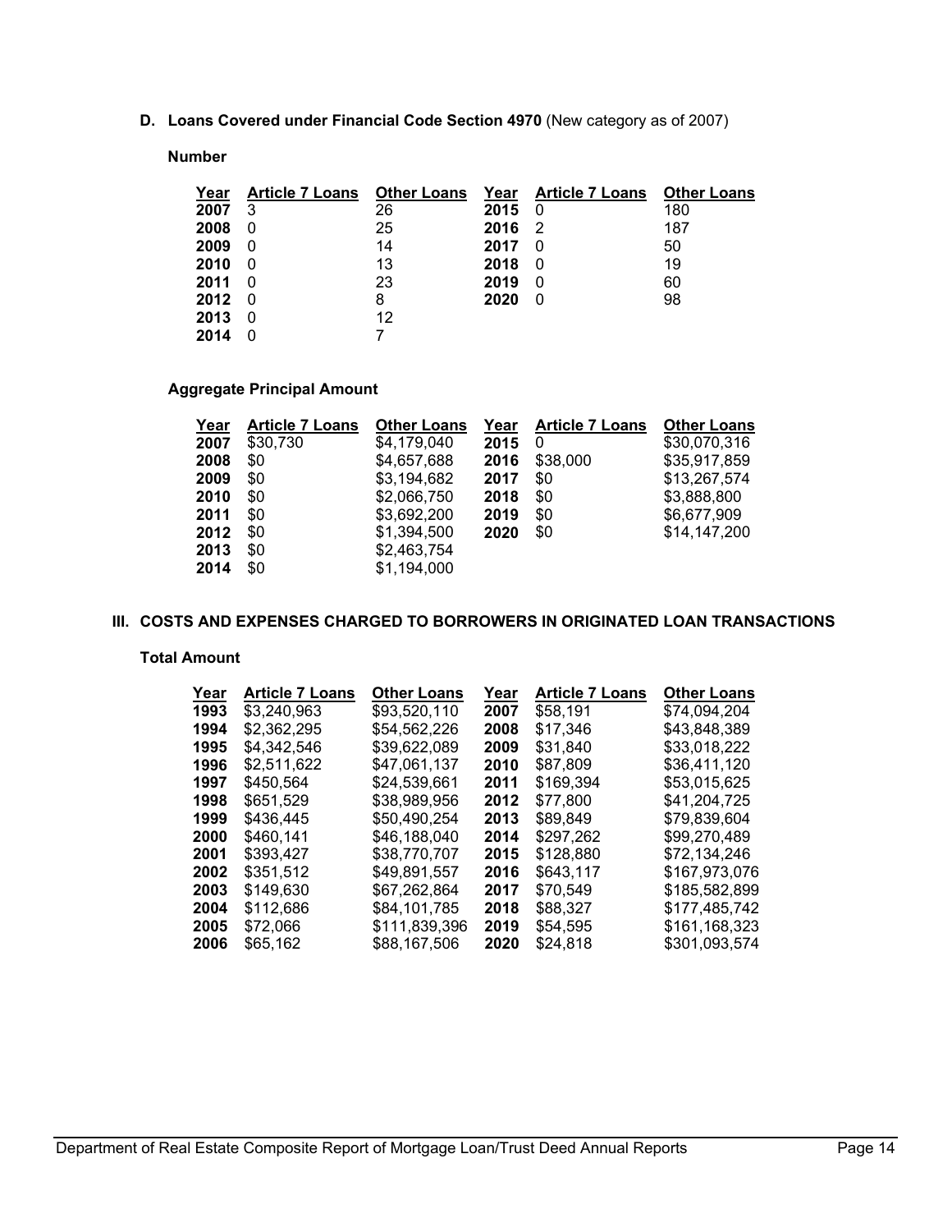**D. Loans Covered under Financial Code Section 4970** (New category as of 2007)

**Number**

| Year | Article 7 Loans | Other Loans | Year | Article 7 Loans | Other Loans |
|---|---|---|---|---|---|
| **2007** | 3 | 26 | **2015** | 0 | 180 |
| **2008** | 0 | 25 | **2016** | 2 | 187 |
| **2009** | 0 | 14 | **2017** | 0 | 50 |
| **2010** | 0 | 13 | **2018** | 0 | 19 |
| **2011** | 0 | 23 | **2019** | 0 | 60 |
| **2012** | 0 | 8 | **2020** | 0 | 98 |
| **2013** | 0 | 12 | | | |
| **2014** | 0 | 7 | | | |

**Aggregate Principal Amount**

| Year | Article 7 Loans | Other Loans | Year | Article 7 Loans | Other Loans |
|---|---|---|---|---|---|
| **2007** | $30,730 | $4,179,040 | **2015** | 0 | $30,070,316 |
| **2008** | $0 | $4,657,688 | **2016** | $38,000 | $35,917,859 |
| **2009** | $0 | $3,194,682 | **2017** | $0 | $13,267,574 |
| **2010** | $0 | $2,066,750 | **2018** | $0 | $3,888,800 |
| **2011** | $0 | $3,692,200 | **2019** | $0 | $6,677,909 |
| **2012** | $0 | $1,394,500 | **2020** | $0 | $14,147,200 |
| **2013** | $0 | $2,463,754 | | | |
| **2014** | $0 | $1,194,000 | | | |

## III. COSTS AND EXPENSES CHARGED TO BORROWERS IN ORIGINATED LOAN TRANSACTIONS

**Total Amount**

| Year | Article 7 Loans | Other Loans | Year | Article 7 Loans | Other Loans |
|---|---|---|---|---|---|
| **1993** | $3,240,963 | $93,520,110 | **2007** | $58,191 | $74,094,204 |
| **1994** | $2,362,295 | $54,562,226 | **2008** | $17,346 | $43,848,389 |
| **1995** | $4,342,546 | $39,622,089 | **2009** | $31,840 | $33,018,222 |
| **1996** | $2,511,622 | $47,061,137 | **2010** | $87,809 | $36,411,120 |
| **1997** | $450,564 | $24,539,661 | **2011** | $169,394 | $53,015,625 |
| **1998** | $651,529 | $38,989,956 | **2012** | $77,800 | $41,204,725 |
| **1999** | $436,445 | $50,490,254 | **2013** | $89,849 | $79,839,604 |
| **2000** | $460,141 | $46,188,040 | **2014** | $297,262 | $99,270,489 |
| **2001** | $393,427 | $38,770,707 | **2015** | $128,880 | $72,134,246 |
| **2002** | $351,512 | $49,891,557 | **2016** | $643,117 | $167,973,076 |
| **2003** | $149,630 | $67,262,864 | **2017** | $70,549 | $185,582,899 |
| **2004** | $112,686 | $84,101,785 | **2018** | $88,327 | $177,485,742 |
| **2005** | $72,066 | $111,839,396 | **2019** | $54,595 | $161,168,323 |
| **2006** | $65,162 | $88,167,506 | **2020** | $24,818 | $301,093,574 |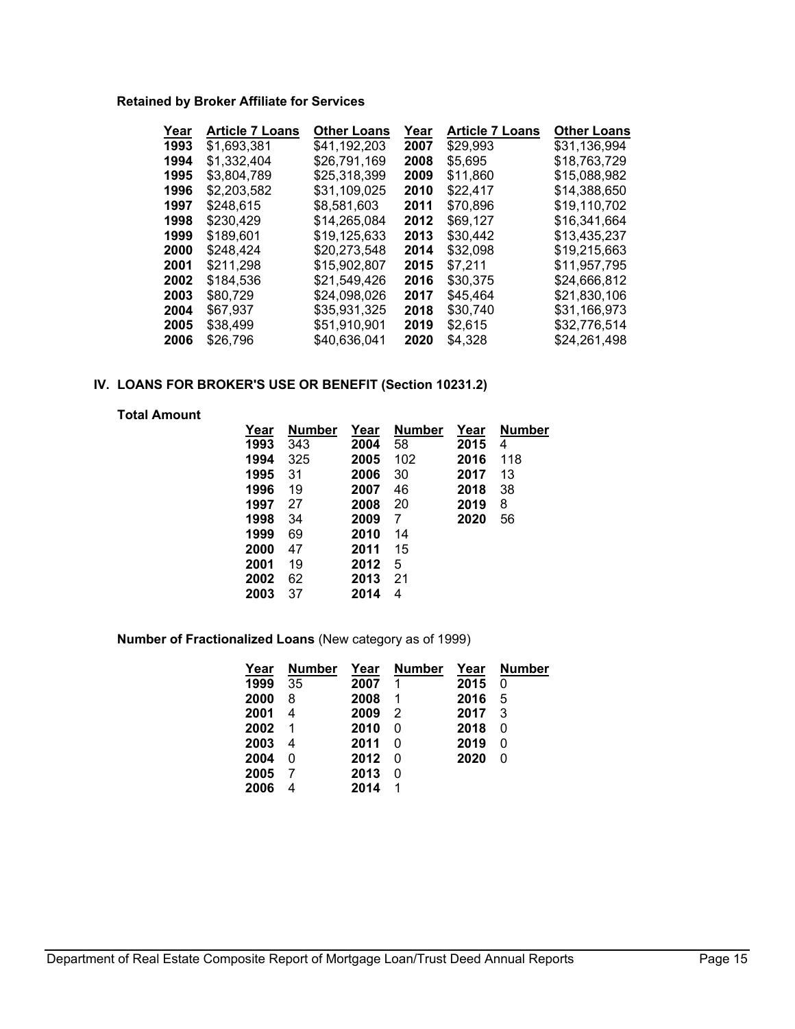**Retained by Broker Affiliate for Services**

| Year | Article 7 Loans | Other Loans | Year | Article 7 Loans | Other Loans |
|---|---|---|---|---|---|
| **1993** | $1,693,381 | $41,192,203 | **2007** | $29,993 | $31,136,994 |
| **1994** | $1,332,404 | $26,791,169 | **2008** | $5,695 | $18,763,729 |
| **1995** | $3,804,789 | $25,318,399 | **2009** | $11,860 | $15,088,982 |
| **1996** | $2,203,582 | $31,109,025 | **2010** | $22,417 | $14,388,650 |
| **1997** | $248,615 | $8,581,603 | **2011** | $70,896 | $19,110,702 |
| **1998** | $230,429 | $14,265,084 | **2012** | $69,127 | $16,341,664 |
| **1999** | $189,601 | $19,125,633 | **2013** | $30,442 | $13,435,237 |
| **2000** | $248,424 | $20,273,548 | **2014** | $32,098 | $19,215,663 |
| **2001** | $211,298 | $15,902,807 | **2015** | $7,211 | $11,957,795 |
| **2002** | $184,536 | $21,549,426 | **2016** | $30,375 | $24,666,812 |
| **2003** | $80,729 | $24,098,026 | **2017** | $45,464 | $21,830,106 |
| **2004** | $67,937 | $35,931,325 | **2018** | $30,740 | $31,166,973 |
| **2005** | $38,499 | $51,910,901 | **2019** | $2,615 | $32,776,514 |
| **2006** | $26,796 | $40,636,041 | **2020** | $4,328 | $24,261,498 |

## IV. LOANS FOR BROKER'S USE OR BENEFIT (Section 10231.2)

**Total Amount**

| Year | Number | Year | Number | Year | Number |
|---|---|---|---|---|---|
| **1993** | 343 | **2004** | 58 | **2015** | 4 |
| **1994** | 325 | **2005** | 102 | **2016** | 118 |
| **1995** | 31 | **2006** | 30 | **2017** | 13 |
| **1996** | 19 | **2007** | 46 | **2018** | 38 |
| **1997** | 27 | **2008** | 20 | **2019** | 8 |
| **1998** | 34 | **2009** | 7 | **2020** | 56 |
| **1999** | 69 | **2010** | 14 | | |
| **2000** | 47 | **2011** | 15 | | |
| **2001** | 19 | **2012** | 5 | | |
| **2002** | 62 | **2013** | 21 | | |
| **2003** | 37 | **2014** | 4 | | |

**Number of Fractionalized Loans** (New category as of 1999)

| Year | Number | Year | Number | Year | Number |
|---|---|---|---|---|---|
| **1999** | 35 | **2007** | 1 | **2015** | 0 |
| **2000** | 8 | **2008** | 1 | **2016** | 5 |
| **2001** | 4 | **2009** | 2 | **2017** | 3 |
| **2002** | 1 | **2010** | 0 | **2018** | 0 |
| **2003** | 4 | **2011** | 0 | **2019** | 0 |
| **2004** | 0 | **2012** | 0 | **2020** | 0 |
| **2005** | 7 | **2013** | 0 | | |
| **2006** | 4 | **2014** | 1 | | |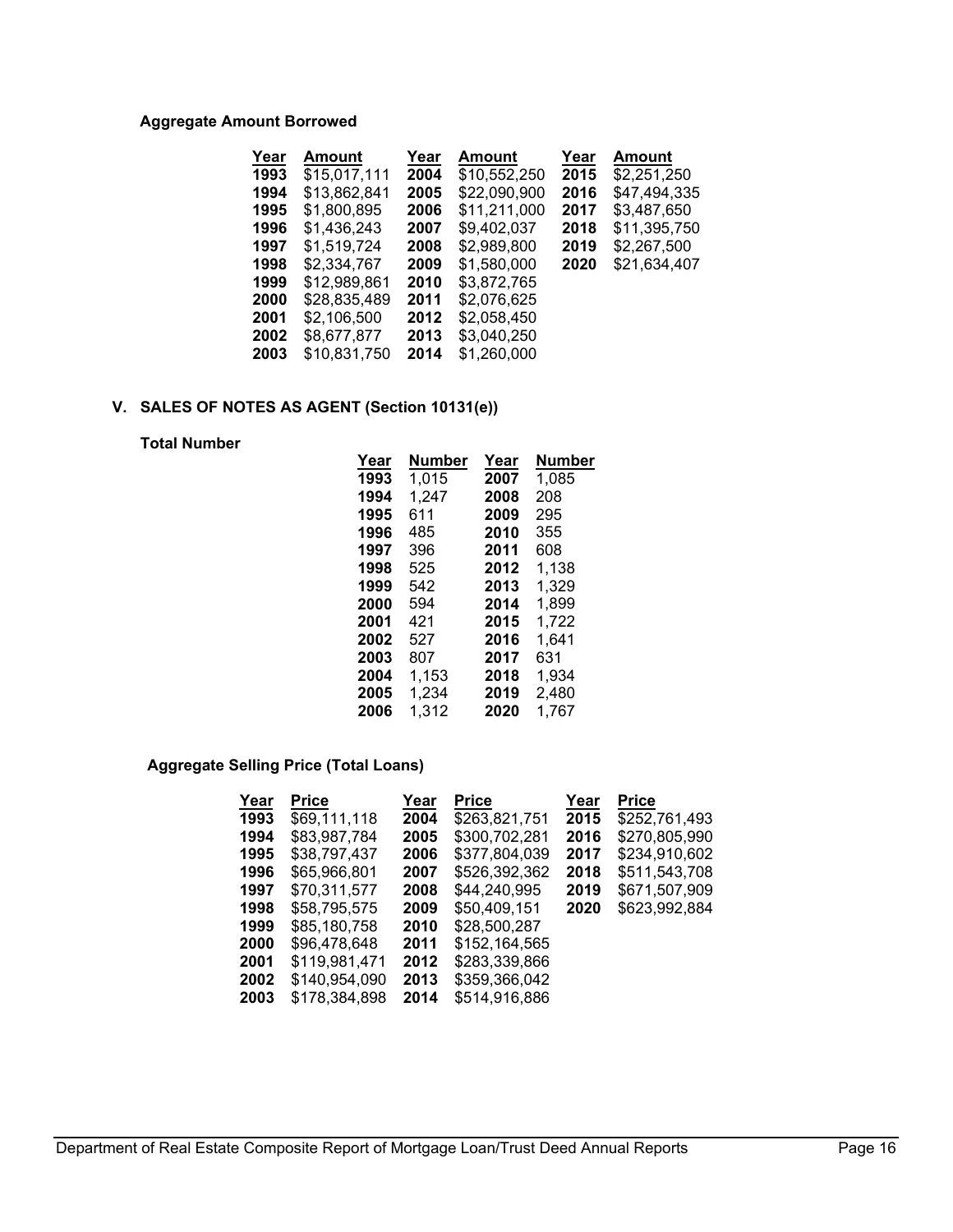**Aggregate Amount Borrowed**

| Year | Amount | Year | Amount | Year | Amount |
|---|---|---|---|---|---|
| **1993** | $15,017,111 | **2004** | $10,552,250 | **2015** | $2,251,250 |
| **1994** | $13,862,841 | **2005** | $22,090,900 | **2016** | $47,494,335 |
| **1995** | $1,800,895 | **2006** | $11,211,000 | **2017** | $3,487,650 |
| **1996** | $1,436,243 | **2007** | $9,402,037 | **2018** | $11,395,750 |
| **1997** | $1,519,724 | **2008** | $2,989,800 | **2019** | $2,267,500 |
| **1998** | $2,334,767 | **2009** | $1,580,000 | **2020** | $21,634,407 |
| **1999** | $12,989,861 | **2010** | $3,872,765 | | |
| **2000** | $28,835,489 | **2011** | $2,076,625 | | |
| **2001** | $2,106,500 | **2012** | $2,058,450 | | |
| **2002** | $8,677,877 | **2013** | $3,040,250 | | |
| **2003** | $10,831,750 | **2014** | $1,260,000 | | |

## V. SALES OF NOTES AS AGENT (Section 10131(e))

**Total Number**

| Year | Number | Year | Number |
|---|---|---|---|
| **1993** | 1,015 | **2007** | 1,085 |
| **1994** | 1,247 | **2008** | 208 |
| **1995** | 611 | **2009** | 295 |
| **1996** | 485 | **2010** | 355 |
| **1997** | 396 | **2011** | 608 |
| **1998** | 525 | **2012** | 1,138 |
| **1999** | 542 | **2013** | 1,329 |
| **2000** | 594 | **2014** | 1,899 |
| **2001** | 421 | **2015** | 1,722 |
| **2002** | 527 | **2016** | 1,641 |
| **2003** | 807 | **2017** | 631 |
| **2004** | 1,153 | **2018** | 1,934 |
| **2005** | 1,234 | **2019** | 2,480 |
| **2006** | 1,312 | **2020** | 1,767 |

**Aggregate Selling Price (Total Loans)**

| Year | Price | Year | Price | Year | Price |
|---|---|---|---|---|---|
| **1993** | $69,111,118 | **2004** | $263,821,751 | **2015** | $252,761,493 |
| **1994** | $83,987,784 | **2005** | $300,702,281 | **2016** | $270,805,990 |
| **1995** | $38,797,437 | **2006** | $377,804,039 | **2017** | $234,910,602 |
| **1996** | $65,966,801 | **2007** | $526,392,362 | **2018** | $511,543,708 |
| **1997** | $70,311,577 | **2008** | $44,240,995 | **2019** | $671,507,909 |
| **1998** | $58,795,575 | **2009** | $50,409,151 | **2020** | $623,992,884 |
| **1999** | $85,180,758 | **2010** | $28,500,287 | | |
| **2000** | $96,478,648 | **2011** | $152,164,565 | | |
| **2001** | $119,981,471 | **2012** | $283,339,866 | | |
| **2002** | $140,954,090 | **2013** | $359,366,042 | | |
| **2003** | $178,384,898 | **2014** | $514,916,886 | | |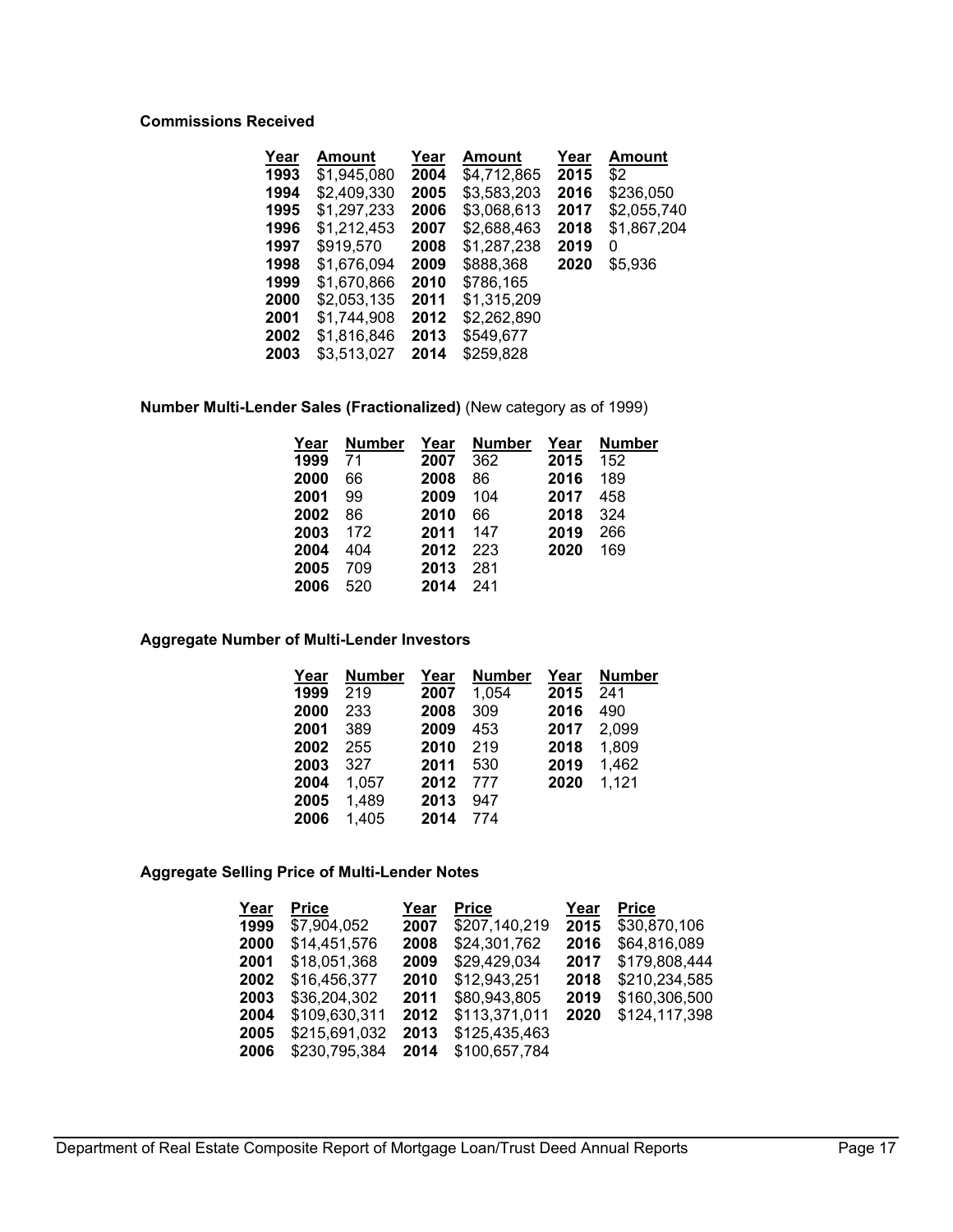**Commissions Received**

| Year | Amount | Year | Amount | Year | Amount |
|---|---|---|---|---|---|
| **1993** | $1,945,080 | **2004** | $4,712,865 | **2015** | $2 |
| **1994** | $2,409,330 | **2005** | $3,583,203 | **2016** | $236,050 |
| **1995** | $1,297,233 | **2006** | $3,068,613 | **2017** | $2,055,740 |
| **1996** | $1,212,453 | **2007** | $2,688,463 | **2018** | $1,867,204 |
| **1997** | $919,570 | **2008** | $1,287,238 | **2019** | 0 |
| **1998** | $1,676,094 | **2009** | $888,368 | **2020** | $5,936 |
| **1999** | $1,670,866 | **2010** | $786,165 | | |
| **2000** | $2,053,135 | **2011** | $1,315,209 | | |
| **2001** | $1,744,908 | **2012** | $2,262,890 | | |
| **2002** | $1,816,846 | **2013** | $549,677 | | |
| **2003** | $3,513,027 | **2014** | $259,828 | | |

**Number Multi-Lender Sales (Fractionalized)** (New category as of 1999)

| Year | Number | Year | Number | Year | Number |
|---|---|---|---|---|---|
| **1999** | 71 | **2007** | 362 | **2015** | 152 |
| **2000** | 66 | **2008** | 86 | **2016** | 189 |
| **2001** | 99 | **2009** | 104 | **2017** | 458 |
| **2002** | 86 | **2010** | 66 | **2018** | 324 |
| **2003** | 172 | **2011** | 147 | **2019** | 266 |
| **2004** | 404 | **2012** | 223 | **2020** | 169 |
| **2005** | 709 | **2013** | 281 | | |
| **2006** | 520 | **2014** | 241 | | |

**Aggregate Number of Multi-Lender Investors**

| Year | Number | Year | Number | Year | Number |
|---|---|---|---|---|---|
| **1999** | 219 | **2007** | 1,054 | **2015** | 241 |
| **2000** | 233 | **2008** | 309 | **2016** | 490 |
| **2001** | 389 | **2009** | 453 | **2017** | 2,099 |
| **2002** | 255 | **2010** | 219 | **2018** | 1,809 |
| **2003** | 327 | **2011** | 530 | **2019** | 1,462 |
| **2004** | 1,057 | **2012** | 777 | **2020** | 1,121 |
| **2005** | 1,489 | **2013** | 947 | | |
| **2006** | 1,405 | **2014** | 774 | | |

**Aggregate Selling Price of Multi-Lender Notes**

| Year | Price | Year | Price | Year | Price |
|---|---|---|---|---|---|
| **1999** | $7,904,052 | **2007** | $207,140,219 | **2015** | $30,870,106 |
| **2000** | $14,451,576 | **2008** | $24,301,762 | **2016** | $64,816,089 |
| **2001** | $18,051,368 | **2009** | $29,429,034 | **2017** | $179,808,444 |
| **2002** | $16,456,377 | **2010** | $12,943,251 | **2018** | $210,234,585 |
| **2003** | $36,204,302 | **2011** | $80,943,805 | **2019** | $160,306,500 |
| **2004** | $109,630,311 | **2012** | $113,371,011 | **2020** | $124,117,398 |
| **2005** | $215,691,032 | **2013** | $125,435,463 | | |
| **2006** | $230,795,384 | **2014** | $100,657,784 | | |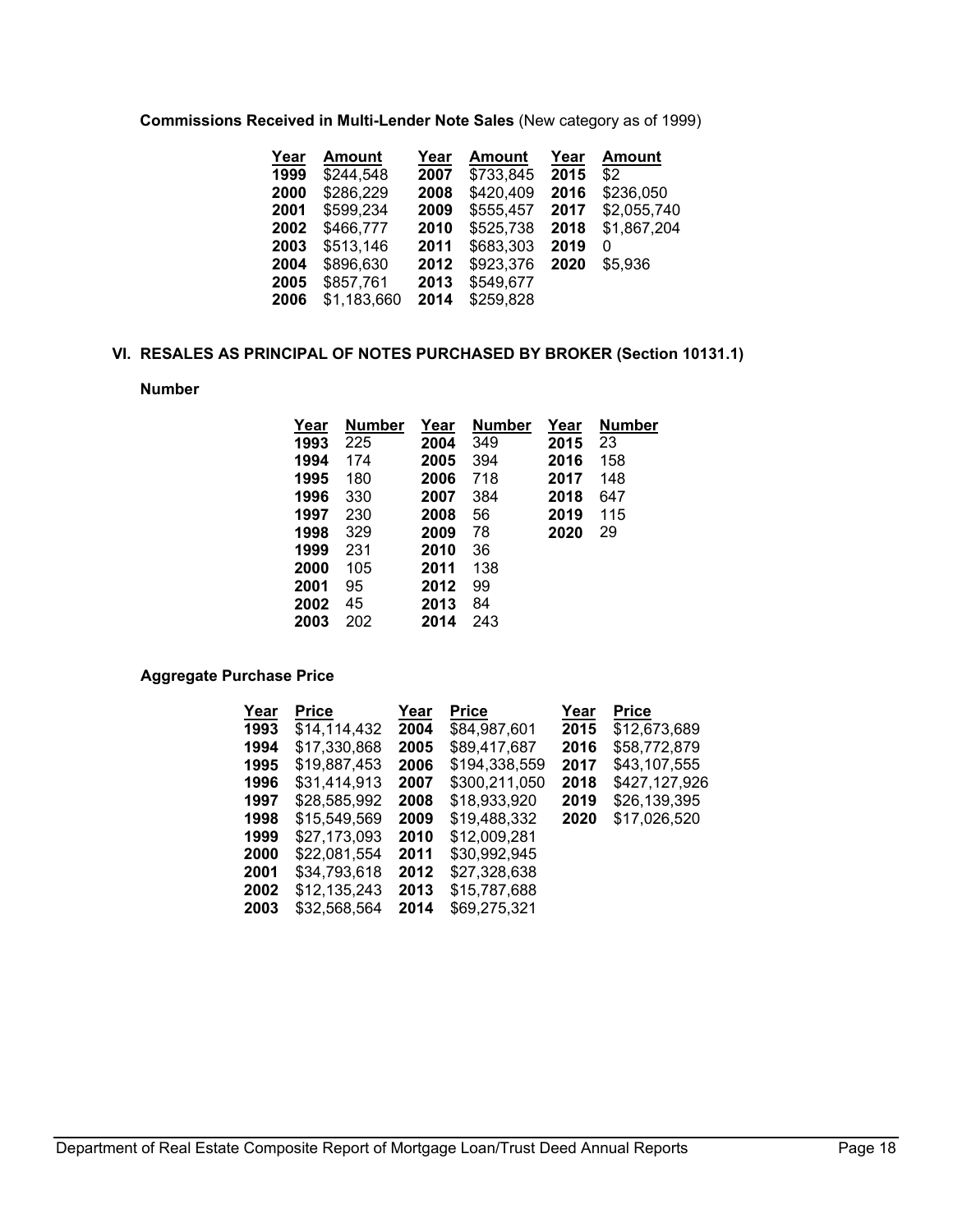**Commissions Received in Multi-Lender Note Sales** (New category as of 1999)

| Year | Amount | Year | Amount | Year | Amount |
|---|---|---|---|---|---|
| 1999 | $244,548 | 2007 | $733,845 | 2015 | $2 |
| 2000 | $286,229 | 2008 | $420,409 | 2016 | $236,050 |
| 2001 | $599,234 | 2009 | $555,457 | 2017 | $2,055,740 |
| 2002 | $466,777 | 2010 | $525,738 | 2018 | $1,867,204 |
| 2003 | $513,146 | 2011 | $683,303 | 2019 | 0 |
| 2004 | $896,630 | 2012 | $923,376 | 2020 | $5,936 |
| 2005 | $857,761 | 2013 | $549,677 | | |
| 2006 | $1,183,660 | 2014 | $259,828 | | |

## VI. RESALES AS PRINCIPAL OF NOTES PURCHASED BY BROKER (Section 10131.1)

**Number**

| Year | Number | Year | Number | Year | Number |
|---|---|---|---|---|---|
| 1993 | 225 | 2004 | 349 | 2015 | 23 |
| 1994 | 174 | 2005 | 394 | 2016 | 158 |
| 1995 | 180 | 2006 | 718 | 2017 | 148 |
| 1996 | 330 | 2007 | 384 | 2018 | 647 |
| 1997 | 230 | 2008 | 56 | 2019 | 115 |
| 1998 | 329 | 2009 | 78 | 2020 | 29 |
| 1999 | 231 | 2010 | 36 | | |
| 2000 | 105 | 2011 | 138 | | |
| 2001 | 95 | 2012 | 99 | | |
| 2002 | 45 | 2013 | 84 | | |
| 2003 | 202 | 2014 | 243 | | |

**Aggregate Purchase Price**

| Year | Price | Year | Price | Year | Price |
|---|---|---|---|---|---|
| 1993 | $14,114,432 | 2004 | $84,987,601 | 2015 | $12,673,689 |
| 1994 | $17,330,868 | 2005 | $89,417,687 | 2016 | $58,772,879 |
| 1995 | $19,887,453 | 2006 | $194,338,559 | 2017 | $43,107,555 |
| 1996 | $31,414,913 | 2007 | $300,211,050 | 2018 | $427,127,926 |
| 1997 | $28,585,992 | 2008 | $18,933,920 | 2019 | $26,139,395 |
| 1998 | $15,549,569 | 2009 | $19,488,332 | 2020 | $17,026,520 |
| 1999 | $27,173,093 | 2010 | $12,009,281 | | |
| 2000 | $22,081,554 | 2011 | $30,992,945 | | |
| 2001 | $34,793,618 | 2012 | $27,328,638 | | |
| 2002 | $12,135,243 | 2013 | $15,787,688 | | |
| 2003 | $32,568,564 | 2014 | $69,275,321 | | |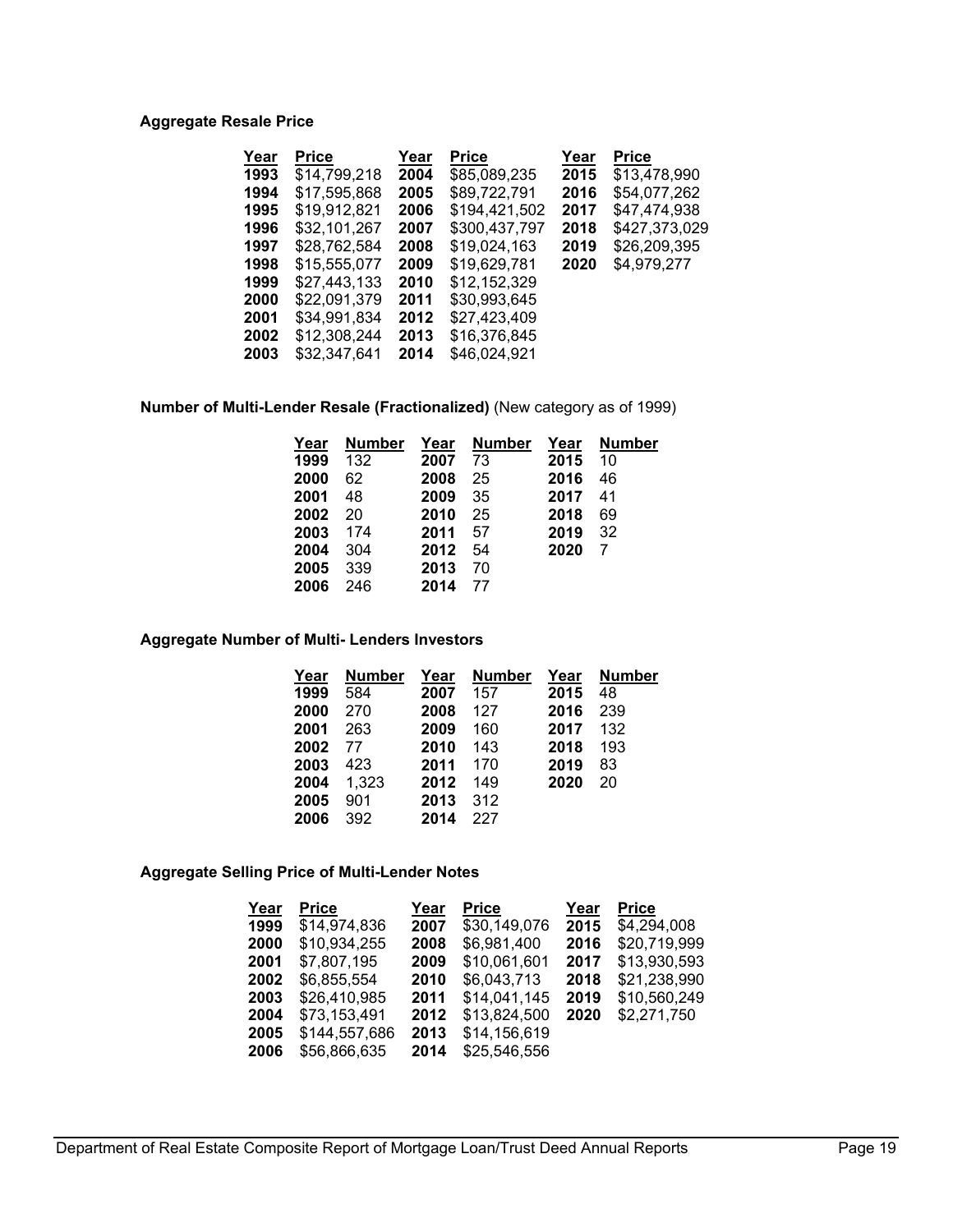**Aggregate Resale Price**

| Year | Price | Year | Price | Year | Price |
|---|---|---|---|---|---|
| **1993** | $14,799,218 | **2004** | $85,089,235 | **2015** | $13,478,990 |
| **1994** | $17,595,868 | **2005** | $89,722,791 | **2016** | $54,077,262 |
| **1995** | $19,912,821 | **2006** | $194,421,502 | **2017** | $47,474,938 |
| **1996** | $32,101,267 | **2007** | $300,437,797 | **2018** | $427,373,029 |
| **1997** | $28,762,584 | **2008** | $19,024,163 | **2019** | $26,209,395 |
| **1998** | $15,555,077 | **2009** | $19,629,781 | **2020** | $4,979,277 |
| **1999** | $27,443,133 | **2010** | $12,152,329 | | |
| **2000** | $22,091,379 | **2011** | $30,993,645 | | |
| **2001** | $34,991,834 | **2012** | $27,423,409 | | |
| **2002** | $12,308,244 | **2013** | $16,376,845 | | |
| **2003** | $32,347,641 | **2014** | $46,024,921 | | |

**Number of Multi-Lender Resale (Fractionalized)** (New category as of 1999)

| Year | Number | Year | Number | Year | Number |
|---|---|---|---|---|---|
| **1999** | 132 | **2007** | 73 | **2015** | 10 |
| **2000** | 62 | **2008** | 25 | **2016** | 46 |
| **2001** | 48 | **2009** | 35 | **2017** | 41 |
| **2002** | 20 | **2010** | 25 | **2018** | 69 |
| **2003** | 174 | **2011** | 57 | **2019** | 32 |
| **2004** | 304 | **2012** | 54 | **2020** | 7 |
| **2005** | 339 | **2013** | 70 | | |
| **2006** | 246 | **2014** | 77 | | |

**Aggregate Number of Multi- Lenders Investors**

| Year | Number | Year | Number | Year | Number |
|---|---|---|---|---|---|
| **1999** | 584 | **2007** | 157 | **2015** | 48 |
| **2000** | 270 | **2008** | 127 | **2016** | 239 |
| **2001** | 263 | **2009** | 160 | **2017** | 132 |
| **2002** | 77 | **2010** | 143 | **2018** | 193 |
| **2003** | 423 | **2011** | 170 | **2019** | 83 |
| **2004** | 1,323 | **2012** | 149 | **2020** | 20 |
| **2005** | 901 | **2013** | 312 | | |
| **2006** | 392 | **2014** | 227 | | |

**Aggregate Selling Price of Multi-Lender Notes**

| Year | Price | Year | Price | Year | Price |
|---|---|---|---|---|---|
| **1999** | $14,974,836 | **2007** | $30,149,076 | **2015** | $4,294,008 |
| **2000** | $10,934,255 | **2008** | $6,981,400 | **2016** | $20,719,999 |
| **2001** | $7,807,195 | **2009** | $10,061,601 | **2017** | $13,930,593 |
| **2002** | $6,855,554 | **2010** | $6,043,713 | **2018** | $21,238,990 |
| **2003** | $26,410,985 | **2011** | $14,041,145 | **2019** | $10,560,249 |
| **2004** | $73,153,491 | **2012** | $13,824,500 | **2020** | $2,271,750 |
| **2005** | $144,557,686 | **2013** | $14,156,619 | | |
| **2006** | $56,866,635 | **2014** | $25,546,556 | | |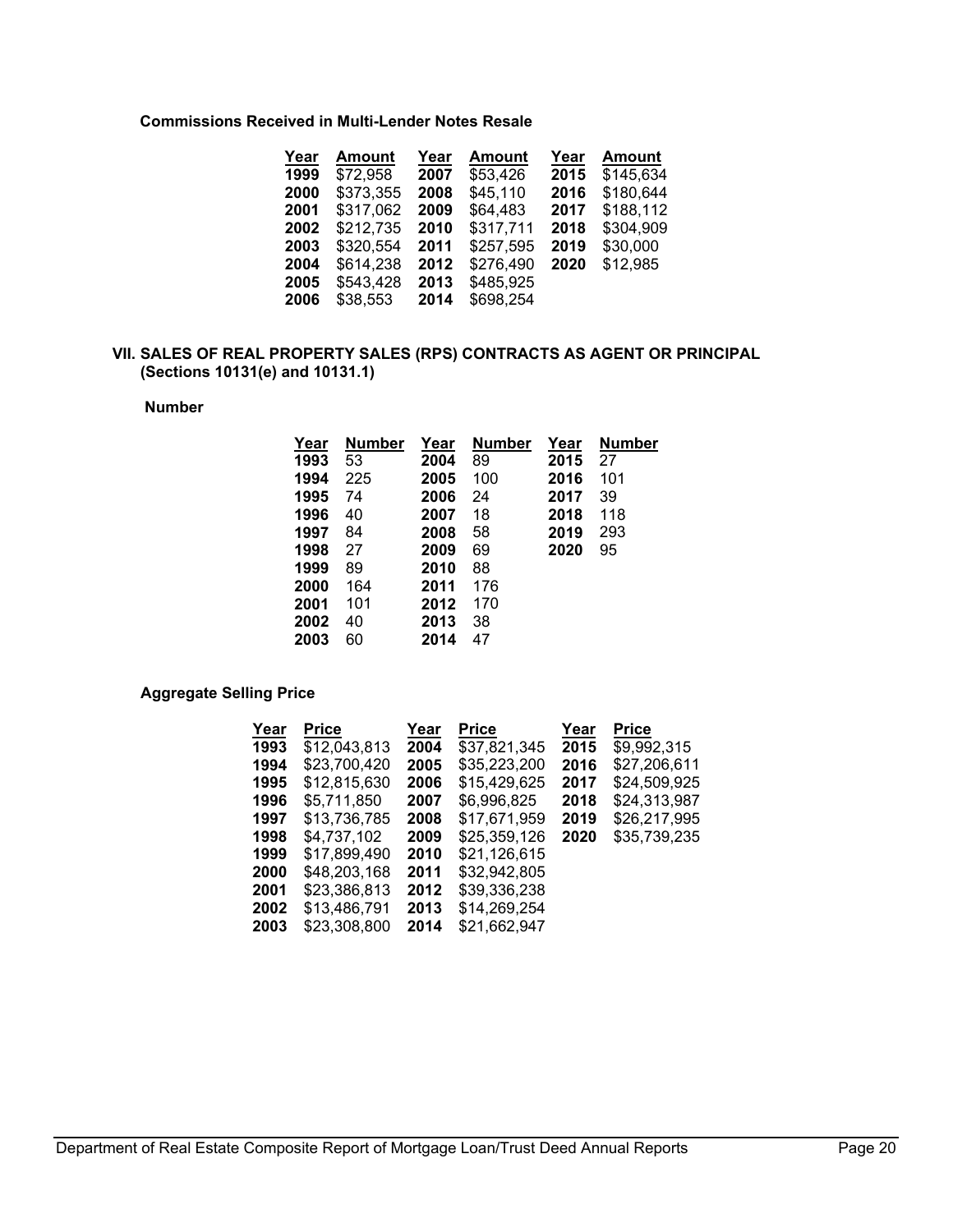**Commissions Received in Multi-Lender Notes Resale**

| Year | Amount | Year | Amount | Year | Amount |
|---|---|---|---|---|---|
| 1999 | $72,958 | 2007 | $53,426 | 2015 | $145,634 |
| 2000 | $373,355 | 2008 | $45,110 | 2016 | $180,644 |
| 2001 | $317,062 | 2009 | $64,483 | 2017 | $188,112 |
| 2002 | $212,735 | 2010 | $317,711 | 2018 | $304,909 |
| 2003 | $320,554 | 2011 | $257,595 | 2019 | $30,000 |
| 2004 | $614,238 | 2012 | $276,490 | 2020 | $12,985 |
| 2005 | $543,428 | 2013 | $485,925 | | |
| 2006 | $38,553 | 2014 | $698,254 | | |

## VII. SALES OF REAL PROPERTY SALES (RPS) CONTRACTS AS AGENT OR PRINCIPAL (Sections 10131(e) and 10131.1)

**Number**

| Year | Number | Year | Number | Year | Number |
|---|---|---|---|---|---|
| 1993 | 53 | 2004 | 89 | 2015 | 27 |
| 1994 | 225 | 2005 | 100 | 2016 | 101 |
| 1995 | 74 | 2006 | 24 | 2017 | 39 |
| 1996 | 40 | 2007 | 18 | 2018 | 118 |
| 1997 | 84 | 2008 | 58 | 2019 | 293 |
| 1998 | 27 | 2009 | 69 | 2020 | 95 |
| 1999 | 89 | 2010 | 88 | | |
| 2000 | 164 | 2011 | 176 | | |
| 2001 | 101 | 2012 | 170 | | |
| 2002 | 40 | 2013 | 38 | | |
| 2003 | 60 | 2014 | 47 | | |

**Aggregate Selling Price**

| Year | Price | Year | Price | Year | Price |
|---|---|---|---|---|---|
| 1993 | $12,043,813 | 2004 | $37,821,345 | 2015 | $9,992,315 |
| 1994 | $23,700,420 | 2005 | $35,223,200 | 2016 | $27,206,611 |
| 1995 | $12,815,630 | 2006 | $15,429,625 | 2017 | $24,509,925 |
| 1996 | $5,711,850 | 2007 | $6,996,825 | 2018 | $24,313,987 |
| 1997 | $13,736,785 | 2008 | $17,671,959 | 2019 | $26,217,995 |
| 1998 | $4,737,102 | 2009 | $25,359,126 | 2020 | $35,739,235 |
| 1999 | $17,899,490 | 2010 | $21,126,615 | | |
| 2000 | $48,203,168 | 2011 | $32,942,805 | | |
| 2001 | $23,386,813 | 2012 | $39,336,238 | | |
| 2002 | $13,486,791 | 2013 | $14,269,254 | | |
| 2003 | $23,308,800 | 2014 | $21,662,947 | | |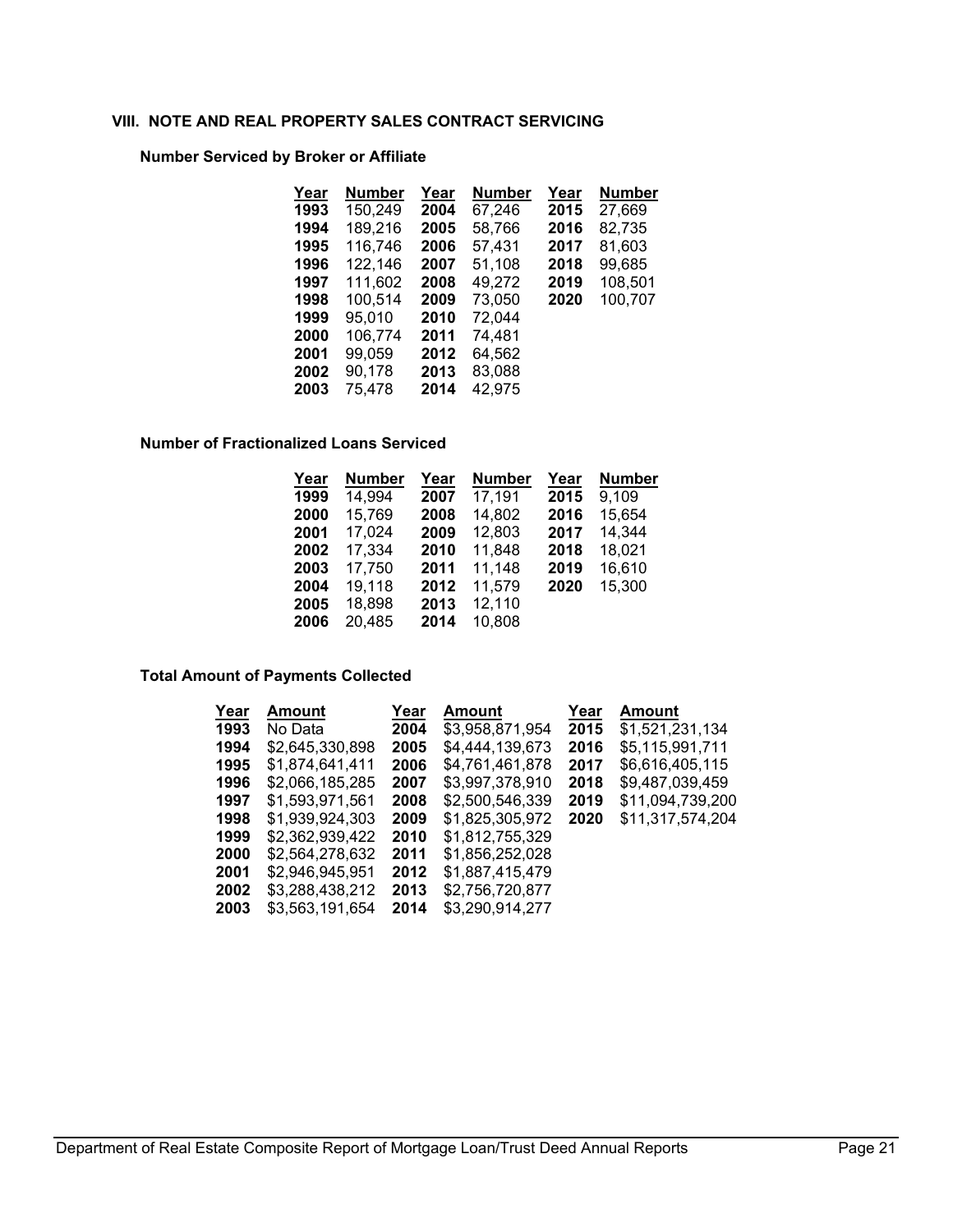## VIII. NOTE AND REAL PROPERTY SALES CONTRACT SERVICING

### Number Serviced by Broker or Affiliate

| Year | Number | Year | Number | Year | Number |
|---|---|---|---|---|---|
| **1993** | 150,249 | **2004** | 67,246 | **2015** | 27,669 |
| **1994** | 189,216 | **2005** | 58,766 | **2016** | 82,735 |
| **1995** | 116,746 | **2006** | 57,431 | **2017** | 81,603 |
| **1996** | 122,146 | **2007** | 51,108 | **2018** | 99,685 |
| **1997** | 111,602 | **2008** | 49,272 | **2019** | 108,501 |
| **1998** | 100,514 | **2009** | 73,050 | **2020** | 100,707 |
| **1999** | 95,010 | **2010** | 72,044 | | |
| **2000** | 106,774 | **2011** | 74,481 | | |
| **2001** | 99,059 | **2012** | 64,562 | | |
| **2002** | 90,178 | **2013** | 83,088 | | |
| **2003** | 75,478 | **2014** | 42,975 | | |

### Number of Fractionalized Loans Serviced

| Year | Number | Year | Number | Year | Number |
|---|---|---|---|---|---|
| **1999** | 14,994 | **2007** | 17,191 | **2015** | 9,109 |
| **2000** | 15,769 | **2008** | 14,802 | **2016** | 15,654 |
| **2001** | 17,024 | **2009** | 12,803 | **2017** | 14,344 |
| **2002** | 17,334 | **2010** | 11,848 | **2018** | 18,021 |
| **2003** | 17,750 | **2011** | 11,148 | **2019** | 16,610 |
| **2004** | 19,118 | **2012** | 11,579 | **2020** | 15,300 |
| **2005** | 18,898 | **2013** | 12,110 | | |
| **2006** | 20,485 | **2014** | 10,808 | | |

### Total Amount of Payments Collected

| Year | Amount | Year | Amount | Year | Amount |
|---|---|---|---|---|---|
| **1993** | No Data | **2004** | $3,958,871,954 | **2015** | $1,521,231,134 |
| **1994** | $2,645,330,898 | **2005** | $4,444,139,673 | **2016** | $5,115,991,711 |
| **1995** | $1,874,641,411 | **2006** | $4,761,461,878 | **2017** | $6,616,405,115 |
| **1996** | $2,066,185,285 | **2007** | $3,997,378,910 | **2018** | $9,487,039,459 |
| **1997** | $1,593,971,561 | **2008** | $2,500,546,339 | **2019** | $11,094,739,200 |
| **1998** | $1,939,924,303 | **2009** | $1,825,305,972 | **2020** | $11,317,574,204 |
| **1999** | $2,362,939,422 | **2010** | $1,812,755,329 | | |
| **2000** | $2,564,278,632 | **2011** | $1,856,252,028 | | |
| **2001** | $2,946,945,951 | **2012** | $1,887,415,479 | | |
| **2002** | $3,288,438,212 | **2013** | $2,756,720,877 | | |
| **2003** | $3,563,191,654 | **2014** | $3,290,914,277 | | |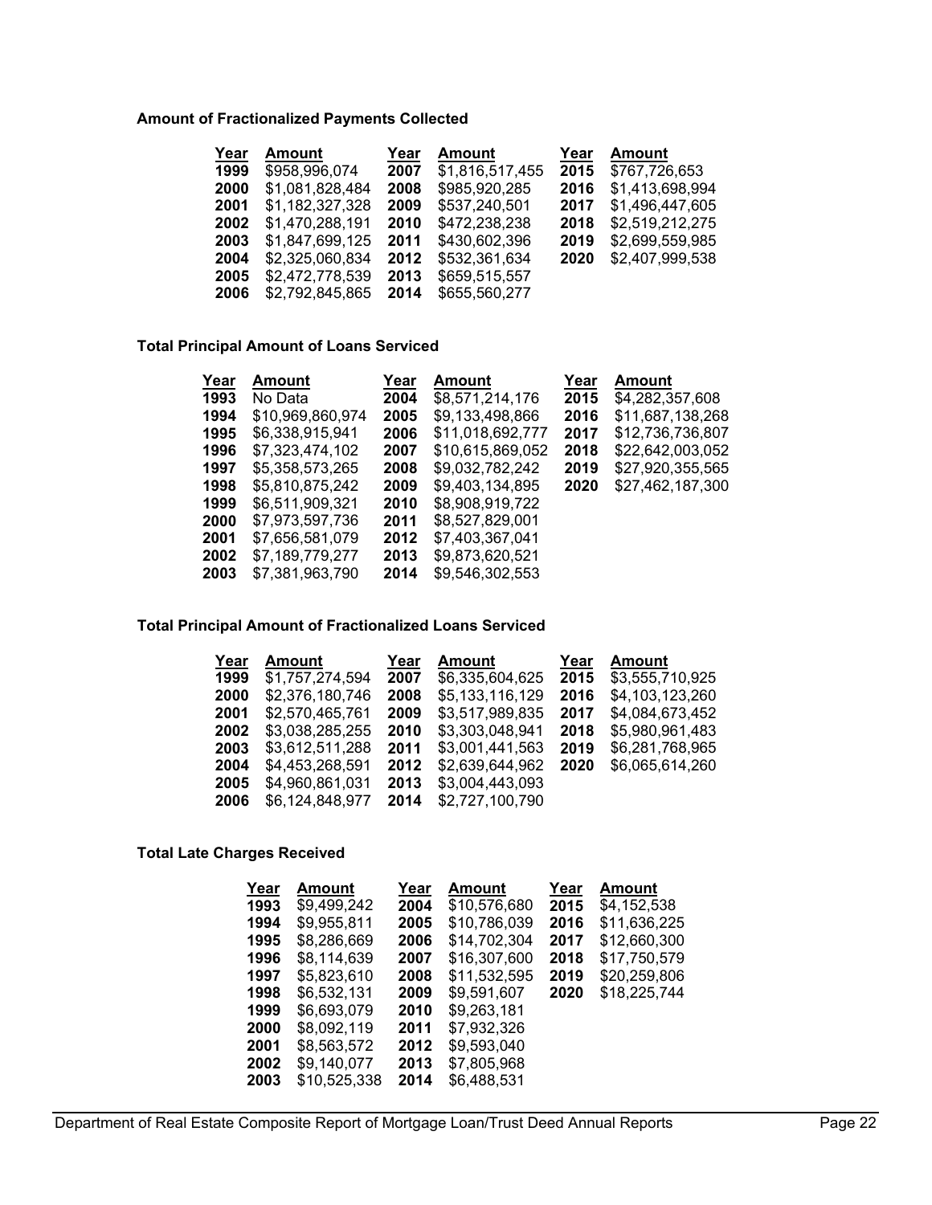**Amount of Fractionalized Payments Collected**

| Year | Amount | Year | Amount | Year | Amount |
|---|---|---|---|---|---|
| 1999 | $958,996,074 | 2007 | $1,816,517,455 | 2015 | $767,726,653 |
| 2000 | $1,081,828,484 | 2008 | $985,920,285 | 2016 | $1,413,698,994 |
| 2001 | $1,182,327,328 | 2009 | $537,240,501 | 2017 | $1,496,447,605 |
| 2002 | $1,470,288,191 | 2010 | $472,238,238 | 2018 | $2,519,212,275 |
| 2003 | $1,847,699,125 | 2011 | $430,602,396 | 2019 | $2,699,559,985 |
| 2004 | $2,325,060,834 | 2012 | $532,361,634 | 2020 | $2,407,999,538 |
| 2005 | $2,472,778,539 | 2013 | $659,515,557 | | |
| 2006 | $2,792,845,865 | 2014 | $655,560,277 | | |

**Total Principal Amount of Loans Serviced**

| Year | Amount | Year | Amount | Year | Amount |
|---|---|---|---|---|---|
| 1993 | No Data | 2004 | $8,571,214,176 | 2015 | $4,282,357,608 |
| 1994 | $10,969,860,974 | 2005 | $9,133,498,866 | 2016 | $11,687,138,268 |
| 1995 | $6,338,915,941 | 2006 | $11,018,692,777 | 2017 | $12,736,736,807 |
| 1996 | $7,323,474,102 | 2007 | $10,615,869,052 | 2018 | $22,642,003,052 |
| 1997 | $5,358,573,265 | 2008 | $9,032,782,242 | 2019 | $27,920,355,565 |
| 1998 | $5,810,875,242 | 2009 | $9,403,134,895 | 2020 | $27,462,187,300 |
| 1999 | $6,511,909,321 | 2010 | $8,908,919,722 | | |
| 2000 | $7,973,597,736 | 2011 | $8,527,829,001 | | |
| 2001 | $7,656,581,079 | 2012 | $7,403,367,041 | | |
| 2002 | $7,189,779,277 | 2013 | $9,873,620,521 | | |
| 2003 | $7,381,963,790 | 2014 | $9,546,302,553 | | |

**Total Principal Amount of Fractionalized Loans Serviced**

| Year | Amount | Year | Amount | Year | Amount |
|---|---|---|---|---|---|
| 1999 | $1,757,274,594 | 2007 | $6,335,604,625 | 2015 | $3,555,710,925 |
| 2000 | $2,376,180,746 | 2008 | $5,133,116,129 | 2016 | $4,103,123,260 |
| 2001 | $2,570,465,761 | 2009 | $3,517,989,835 | 2017 | $4,084,673,452 |
| 2002 | $3,038,285,255 | 2010 | $3,303,048,941 | 2018 | $5,980,961,483 |
| 2003 | $3,612,511,288 | 2011 | $3,001,441,563 | 2019 | $6,281,768,965 |
| 2004 | $4,453,268,591 | 2012 | $2,639,644,962 | 2020 | $6,065,614,260 |
| 2005 | $4,960,861,031 | 2013 | $3,004,443,093 | | |
| 2006 | $6,124,848,977 | 2014 | $2,727,100,790 | | |

**Total Late Charges Received**

| Year | Amount | Year | Amount | Year | Amount |
|---|---|---|---|---|---|
| 1993 | $9,499,242 | 2004 | $10,576,680 | 2015 | $4,152,538 |
| 1994 | $9,955,811 | 2005 | $10,786,039 | 2016 | $11,636,225 |
| 1995 | $8,286,669 | 2006 | $14,702,304 | 2017 | $12,660,300 |
| 1996 | $8,114,639 | 2007 | $16,307,600 | 2018 | $17,750,579 |
| 1997 | $5,823,610 | 2008 | $11,532,595 | 2019 | $20,259,806 |
| 1998 | $6,532,131 | 2009 | $9,591,607 | 2020 | $18,225,744 |
| 1999 | $6,693,079 | 2010 | $9,263,181 | | |
| 2000 | $8,092,119 | 2011 | $7,932,326 | | |
| 2001 | $8,563,572 | 2012 | $9,593,040 | | |
| 2002 | $9,140,077 | 2013 | $7,805,968 | | |
| 2003 | $10,525,338 | 2014 | $6,488,531 | | |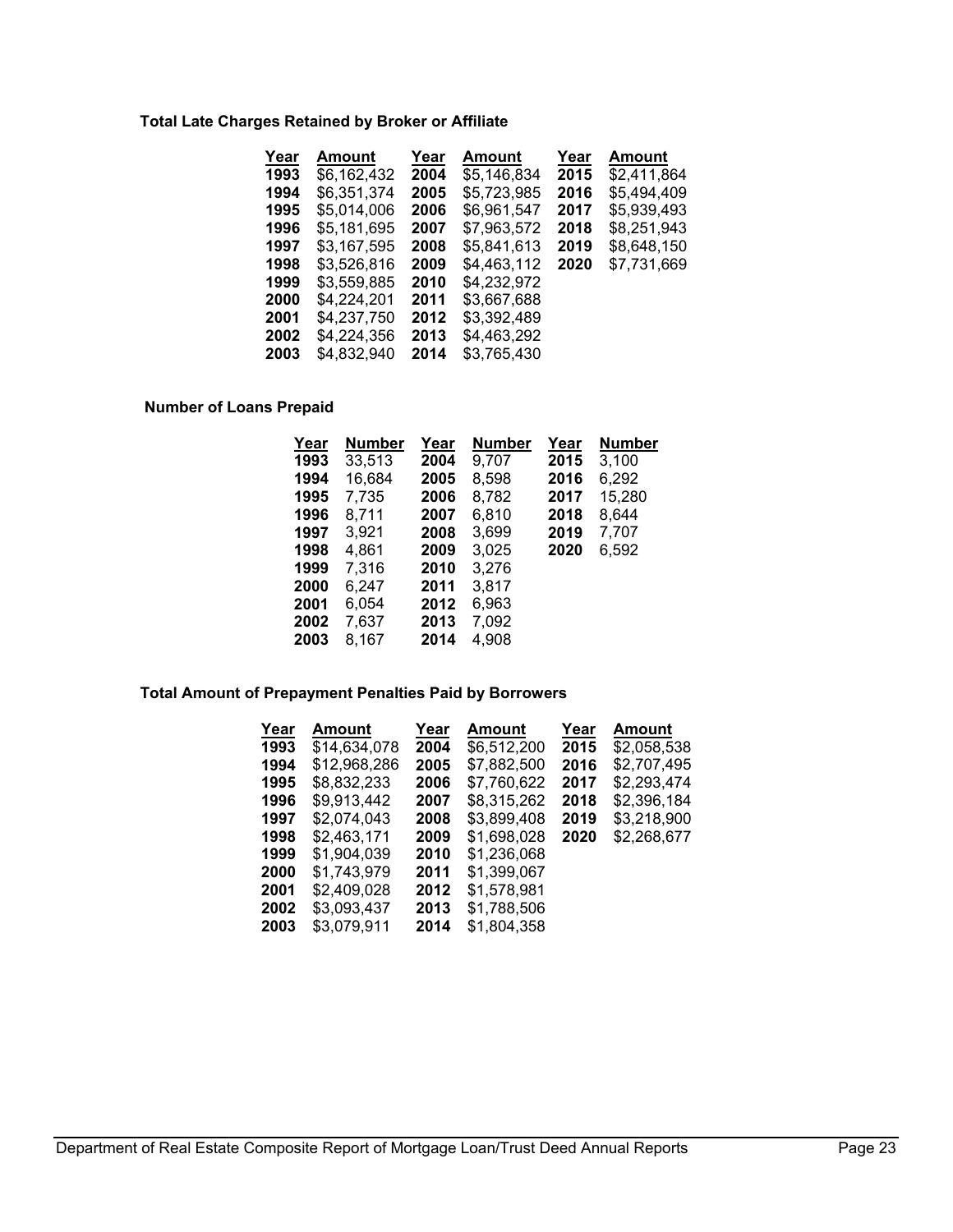**Total Late Charges Retained by Broker or Affiliate**

| Year | Amount | Year | Amount | Year | Amount |
|---|---|---|---|---|---|
| **1993** | $6,162,432 | **2004** | $5,146,834 | **2015** | $2,411,864 |
| **1994** | $6,351,374 | **2005** | $5,723,985 | **2016** | $5,494,409 |
| **1995** | $5,014,006 | **2006** | $6,961,547 | **2017** | $5,939,493 |
| **1996** | $5,181,695 | **2007** | $7,963,572 | **2018** | $8,251,943 |
| **1997** | $3,167,595 | **2008** | $5,841,613 | **2019** | $8,648,150 |
| **1998** | $3,526,816 | **2009** | $4,463,112 | **2020** | $7,731,669 |
| **1999** | $3,559,885 | **2010** | $4,232,972 | | |
| **2000** | $4,224,201 | **2011** | $3,667,688 | | |
| **2001** | $4,237,750 | **2012** | $3,392,489 | | |
| **2002** | $4,224,356 | **2013** | $4,463,292 | | |
| **2003** | $4,832,940 | **2014** | $3,765,430 | | |

**Number of Loans Prepaid**

| Year | Number | Year | Number | Year | Number |
|---|---|---|---|---|---|
| **1993** | 33,513 | **2004** | 9,707 | **2015** | 3,100 |
| **1994** | 16,684 | **2005** | 8,598 | **2016** | 6,292 |
| **1995** | 7,735 | **2006** | 8,782 | **2017** | 15,280 |
| **1996** | 8,711 | **2007** | 6,810 | **2018** | 8,644 |
| **1997** | 3,921 | **2008** | 3,699 | **2019** | 7,707 |
| **1998** | 4,861 | **2009** | 3,025 | **2020** | 6,592 |
| **1999** | 7,316 | **2010** | 3,276 | | |
| **2000** | 6,247 | **2011** | 3,817 | | |
| **2001** | 6,054 | **2012** | 6,963 | | |
| **2002** | 7,637 | **2013** | 7,092 | | |
| **2003** | 8,167 | **2014** | 4,908 | | |

**Total Amount of Prepayment Penalties Paid by Borrowers**

| Year | Amount | Year | Amount | Year | Amount |
|---|---|---|---|---|---|
| **1993** | $14,634,078 | **2004** | $6,512,200 | **2015** | $2,058,538 |
| **1994** | $12,968,286 | **2005** | $7,882,500 | **2016** | $2,707,495 |
| **1995** | $8,832,233 | **2006** | $7,760,622 | **2017** | $2,293,474 |
| **1996** | $9,913,442 | **2007** | $8,315,262 | **2018** | $2,396,184 |
| **1997** | $2,074,043 | **2008** | $3,899,408 | **2019** | $3,218,900 |
| **1998** | $2,463,171 | **2009** | $1,698,028 | **2020** | $2,268,677 |
| **1999** | $1,904,039 | **2010** | $1,236,068 | | |
| **2000** | $1,743,979 | **2011** | $1,399,067 | | |
| **2001** | $2,409,028 | **2012** | $1,578,981 | | |
| **2002** | $3,093,437 | **2013** | $1,788,506 | | |
| **2003** | $3,079,911 | **2014** | $1,804,358 | | |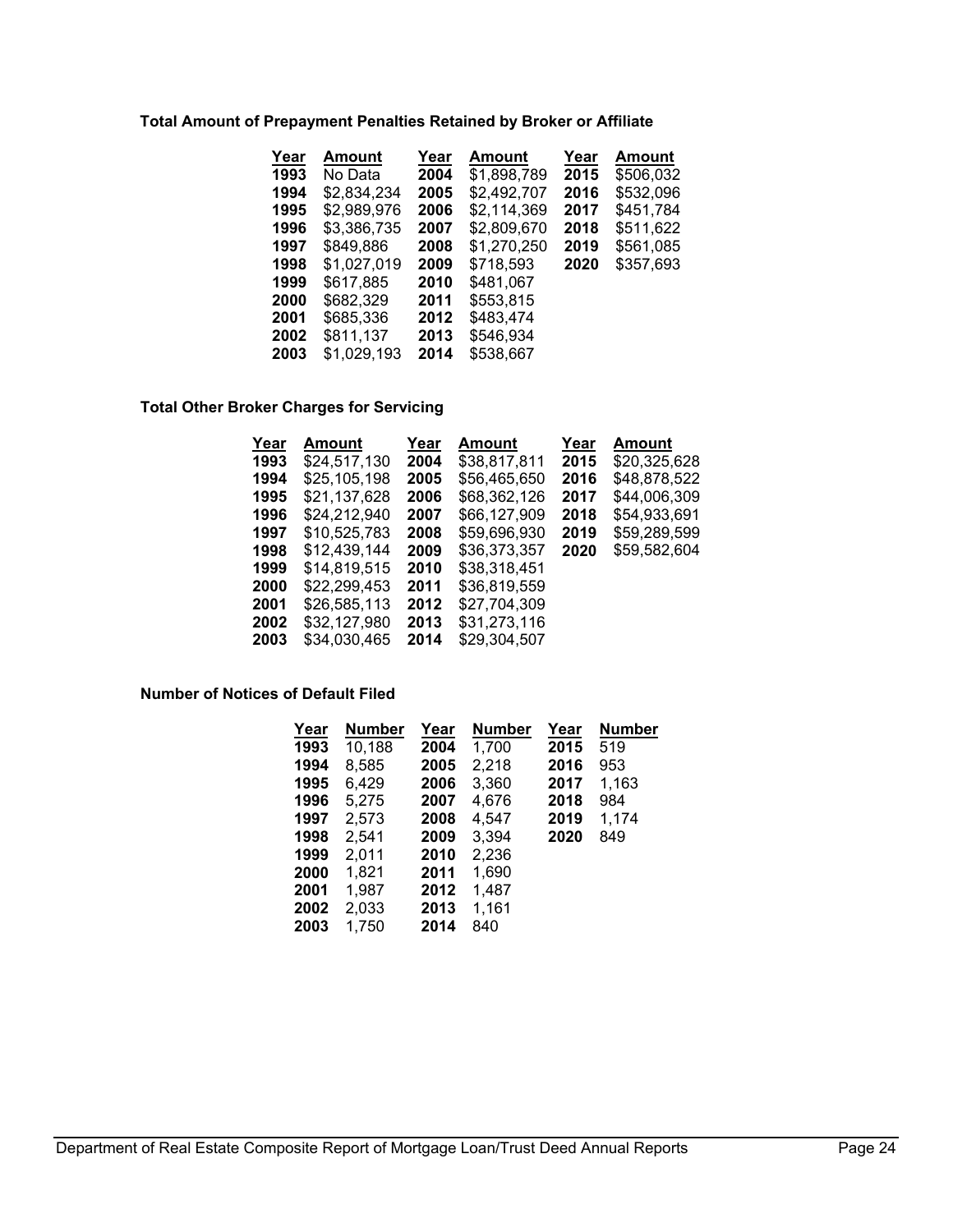### Total Amount of Prepayment Penalties Retained by Broker or Affiliate

| Year | Amount | Year | Amount | Year | Amount |
|---|---|---|---|---|---|
| 1993 | No Data | 2004 | $1,898,789 | 2015 | $506,032 |
| 1994 | $2,834,234 | 2005 | $2,492,707 | 2016 | $532,096 |
| 1995 | $2,989,976 | 2006 | $2,114,369 | 2017 | $451,784 |
| 1996 | $3,386,735 | 2007 | $2,809,670 | 2018 | $511,622 |
| 1997 | $849,886 | 2008 | $1,270,250 | 2019 | $561,085 |
| 1998 | $1,027,019 | 2009 | $718,593 | 2020 | $357,693 |
| 1999 | $617,885 | 2010 | $481,067 | | |
| 2000 | $682,329 | 2011 | $553,815 | | |
| 2001 | $685,336 | 2012 | $483,474 | | |
| 2002 | $811,137 | 2013 | $546,934 | | |
| 2003 | $1,029,193 | 2014 | $538,667 | | |

### Total Other Broker Charges for Servicing

| Year | Amount | Year | Amount | Year | Amount |
|---|---|---|---|---|---|
| 1993 | $24,517,130 | 2004 | $38,817,811 | 2015 | $20,325,628 |
| 1994 | $25,105,198 | 2005 | $56,465,650 | 2016 | $48,878,522 |
| 1995 | $21,137,628 | 2006 | $68,362,126 | 2017 | $44,006,309 |
| 1996 | $24,212,940 | 2007 | $66,127,909 | 2018 | $54,933,691 |
| 1997 | $10,525,783 | 2008 | $59,696,930 | 2019 | $59,289,599 |
| 1998 | $12,439,144 | 2009 | $36,373,357 | 2020 | $59,582,604 |
| 1999 | $14,819,515 | 2010 | $38,318,451 | | |
| 2000 | $22,299,453 | 2011 | $36,819,559 | | |
| 2001 | $26,585,113 | 2012 | $27,704,309 | | |
| 2002 | $32,127,980 | 2013 | $31,273,116 | | |
| 2003 | $34,030,465 | 2014 | $29,304,507 | | |

### Number of Notices of Default Filed

| Year | Number | Year | Number | Year | Number |
|---|---|---|---|---|---|
| 1993 | 10,188 | 2004 | 1,700 | 2015 | 519 |
| 1994 | 8,585 | 2005 | 2,218 | 2016 | 953 |
| 1995 | 6,429 | 2006 | 3,360 | 2017 | 1,163 |
| 1996 | 5,275 | 2007 | 4,676 | 2018 | 984 |
| 1997 | 2,573 | 2008 | 4,547 | 2019 | 1,174 |
| 1998 | 2,541 | 2009 | 3,394 | 2020 | 849 |
| 1999 | 2,011 | 2010 | 2,236 | | |
| 2000 | 1,821 | 2011 | 1,690 | | |
| 2001 | 1,987 | 2012 | 1,487 | | |
| 2002 | 2,033 | 2013 | 1,161 | | |
| 2003 | 1,750 | 2014 | 840 | | |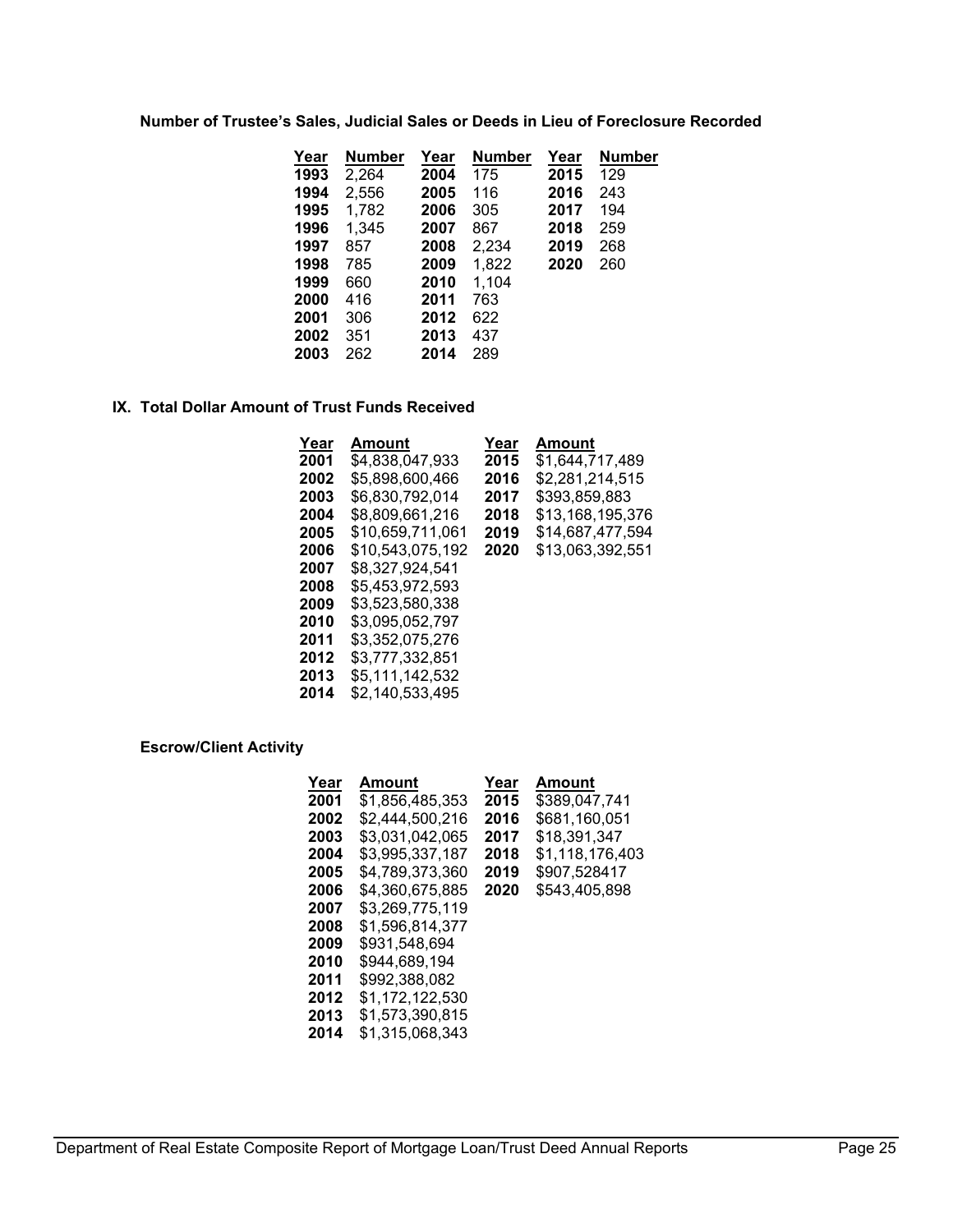**Number of Trustee's Sales, Judicial Sales or Deeds in Lieu of Foreclosure Recorded**

| Year | Number | Year | Number | Year | Number |
|---|---|---|---|---|---|
| **1993** | 2,264 | **2004** | 175 | **2015** | 129 |
| **1994** | 2,556 | **2005** | 116 | **2016** | 243 |
| **1995** | 1,782 | **2006** | 305 | **2017** | 194 |
| **1996** | 1,345 | **2007** | 867 | **2018** | 259 |
| **1997** | 857 | **2008** | 2,234 | **2019** | 268 |
| **1998** | 785 | **2009** | 1,822 | **2020** | 260 |
| **1999** | 660 | **2010** | 1,104 | | |
| **2000** | 416 | **2011** | 763 | | |
| **2001** | 306 | **2012** | 622 | | |
| **2002** | 351 | **2013** | 437 | | |
| **2003** | 262 | **2014** | 289 | | |

## IX. Total Dollar Amount of Trust Funds Received

| Year | Amount | Year | Amount |
|---|---|---|---|
| **2001** | $4,838,047,933 | **2015** | $1,644,717,489 |
| **2002** | $5,898,600,466 | **2016** | $2,281,214,515 |
| **2003** | $6,830,792,014 | **2017** | $393,859,883 |
| **2004** | $8,809,661,216 | **2018** | $13,168,195,376 |
| **2005** | $10,659,711,061 | **2019** | $14,687,477,594 |
| **2006** | $10,543,075,192 | **2020** | $13,063,392,551 |
| **2007** | $8,327,924,541 | | |
| **2008** | $5,453,972,593 | | |
| **2009** | $3,523,580,338 | | |
| **2010** | $3,095,052,797 | | |
| **2011** | $3,352,075,276 | | |
| **2012** | $3,777,332,851 | | |
| **2013** | $5,111,142,532 | | |
| **2014** | $2,140,533,495 | | |

**Escrow/Client Activity**

| Year | Amount | Year | Amount |
|---|---|---|---|
| **2001** | $1,856,485,353 | **2015** | $389,047,741 |
| **2002** | $2,444,500,216 | **2016** | $681,160,051 |
| **2003** | $3,031,042,065 | **2017** | $18,391,347 |
| **2004** | $3,995,337,187 | **2018** | $1,118,176,403 |
| **2005** | $4,789,373,360 | **2019** | $907,528417 |
| **2006** | $4,360,675,885 | **2020** | $543,405,898 |
| **2007** | $3,269,775,119 | | |
| **2008** | $1,596,814,377 | | |
| **2009** | $931,548,694 | | |
| **2010** | $944,689,194 | | |
| **2011** | $992,388,082 | | |
| **2012** | $1,172,122,530 | | |
| **2013** | $1,573,390,815 | | |
| **2014** | $1,315,068,343 | | |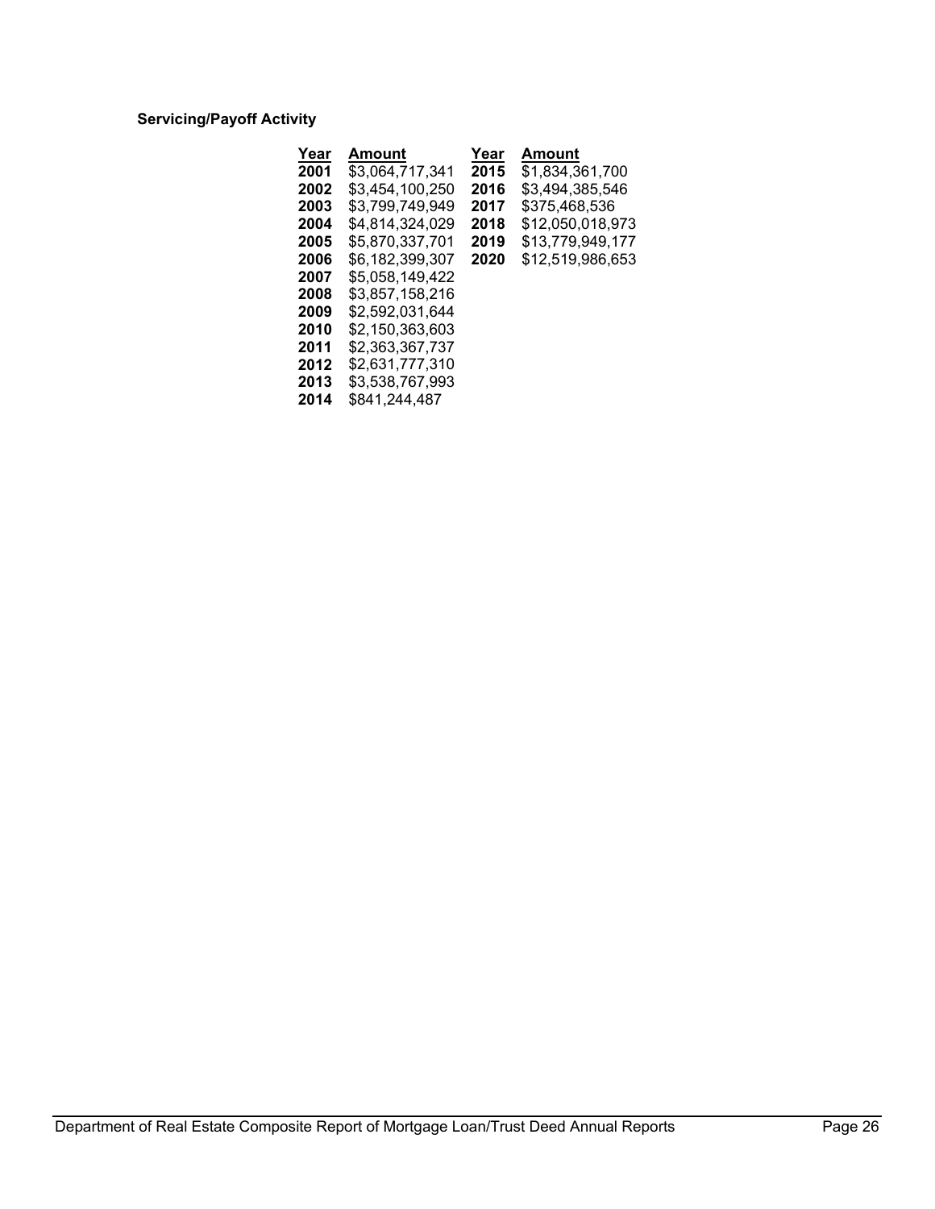**Servicing/Payoff Activity**

| Year | Amount | Year | Amount |
|---|---|---|---|
| **2001** | $3,064,717,341 | **2015** | $1,834,361,700 |
| **2002** | $3,454,100,250 | **2016** | $3,494,385,546 |
| **2003** | $3,799,749,949 | **2017** | $375,468,536 |
| **2004** | $4,814,324,029 | **2018** | $12,050,018,973 |
| **2005** | $5,870,337,701 | **2019** | $13,779,949,177 |
| **2006** | $6,182,399,307 | **2020** | $12,519,986,653 |
| **2007** | $5,058,149,422 | | |
| **2008** | $3,857,158,216 | | |
| **2009** | $2,592,031,644 | | |
| **2010** | $2,150,363,603 | | |
| **2011** | $2,363,367,737 | | |
| **2012** | $2,631,777,310 | | |
| **2013** | $3,538,767,993 | | |
| **2014** | $841,244,487 | | |